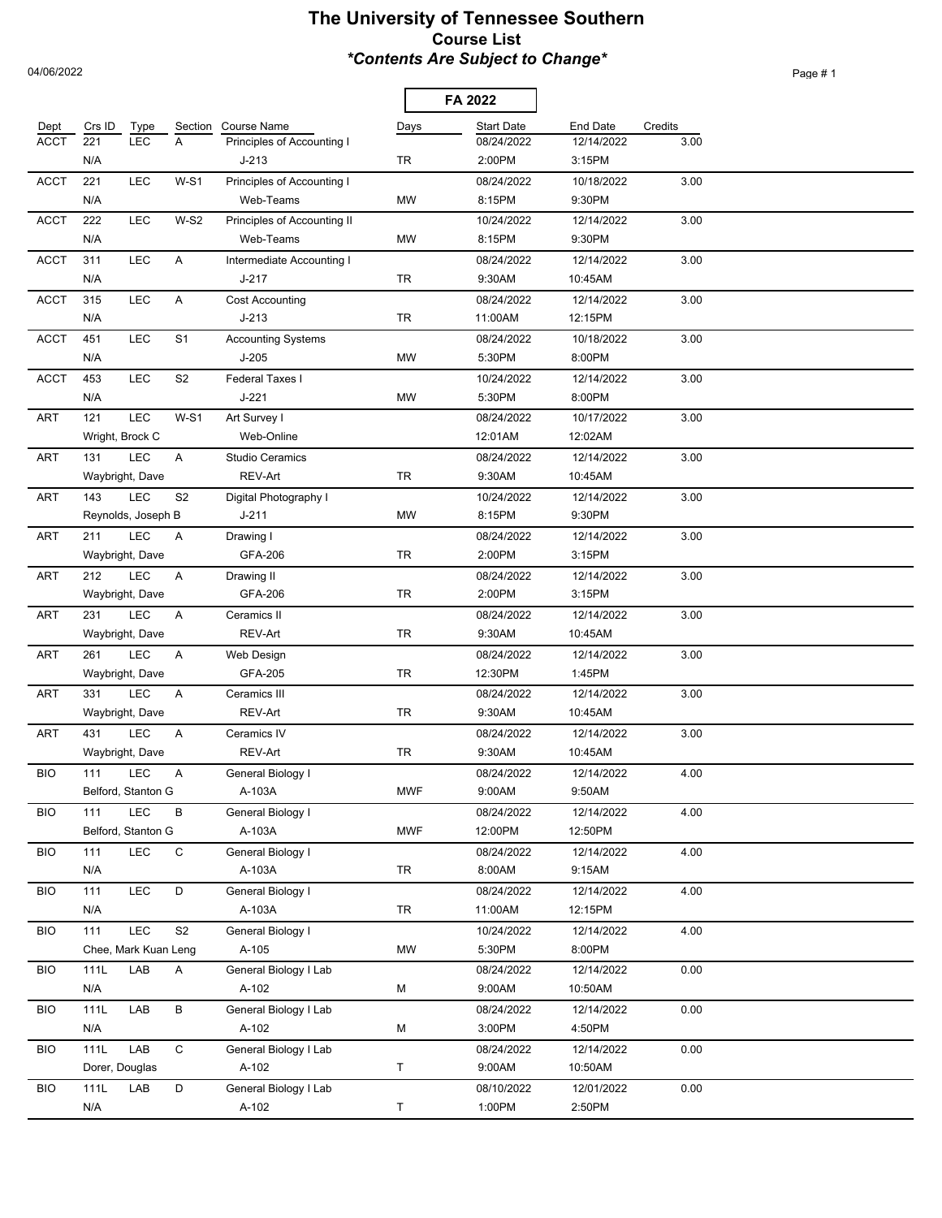# The University of Tennessee Southern

## Course List

### *\*Contents Are Subject to Change\**

04/06/2022

**FA 2022**

| Dept | Crs ID | Type | Section | Course Name | Days | Start Date | End Date | Credits |
|---|---|---|---|---|---|---|---|---|
| ACCT | 221 | LEC | A | Principles of Accounting I | | 08/24/2022 | 12/14/2022 | 3.00 |
| | N/A | | | J-213 | TR | 2:00PM | 3:15PM | |
| ACCT | 221 | LEC | W-S1 | Principles of Accounting I | | 08/24/2022 | 10/18/2022 | 3.00 |
| | N/A | | | Web-Teams | MW | 8:15PM | 9:30PM | |
| ACCT | 222 | LEC | W-S2 | Principles of Accounting II | | 10/24/2022 | 12/14/2022 | 3.00 |
| | N/A | | | Web-Teams | MW | 8:15PM | 9:30PM | |
| ACCT | 311 | LEC | A | Intermediate Accounting I | | 08/24/2022 | 12/14/2022 | 3.00 |
| | N/A | | | J-217 | TR | 9:30AM | 10:45AM | |
| ACCT | 315 | LEC | A | Cost Accounting | | 08/24/2022 | 12/14/2022 | 3.00 |
| | N/A | | | J-213 | TR | 11:00AM | 12:15PM | |
| ACCT | 451 | LEC | S1 | Accounting Systems | | 08/24/2022 | 10/18/2022 | 3.00 |
| | N/A | | | J-205 | MW | 5:30PM | 8:00PM | |
| ACCT | 453 | LEC | S2 | Federal Taxes I | | 10/24/2022 | 12/14/2022 | 3.00 |
| | N/A | | | J-221 | MW | 5:30PM | 8:00PM | |
| ART | 121 | LEC | W-S1 | Art Survey I | | 08/24/2022 | 10/17/2022 | 3.00 |
| | Wright, Brock C | | | Web-Online | | 12:01AM | 12:02AM | |
| ART | 131 | LEC | A | Studio Ceramics | | 08/24/2022 | 12/14/2022 | 3.00 |
| | Waybright, Dave | | | REV-Art | TR | 9:30AM | 10:45AM | |
| ART | 143 | LEC | S2 | Digital Photography I | | 10/24/2022 | 12/14/2022 | 3.00 |
| | Reynolds, Joseph B | | | J-211 | MW | 8:15PM | 9:30PM | |
| ART | 211 | LEC | A | Drawing I | | 08/24/2022 | 12/14/2022 | 3.00 |
| | Waybright, Dave | | | GFA-206 | TR | 2:00PM | 3:15PM | |
| ART | 212 | LEC | A | Drawing II | | 08/24/2022 | 12/14/2022 | 3.00 |
| | Waybright, Dave | | | GFA-206 | TR | 2:00PM | 3:15PM | |
| ART | 231 | LEC | A | Ceramics II | | 08/24/2022 | 12/14/2022 | 3.00 |
| | Waybright, Dave | | | REV-Art | TR | 9:30AM | 10:45AM | |
| ART | 261 | LEC | A | Web Design | | 08/24/2022 | 12/14/2022 | 3.00 |
| | Waybright, Dave | | | GFA-205 | TR | 12:30PM | 1:45PM | |
| ART | 331 | LEC | A | Ceramics III | | 08/24/2022 | 12/14/2022 | 3.00 |
| | Waybright, Dave | | | REV-Art | TR | 9:30AM | 10:45AM | |
| ART | 431 | LEC | A | Ceramics IV | | 08/24/2022 | 12/14/2022 | 3.00 |
| | Waybright, Dave | | | REV-Art | TR | 9:30AM | 10:45AM | |
| BIO | 111 | LEC | A | General Biology I | | 08/24/2022 | 12/14/2022 | 4.00 |
| | Belford, Stanton G | | | A-103A | MWF | 9:00AM | 9:50AM | |
| BIO | 111 | LEC | B | General Biology I | | 08/24/2022 | 12/14/2022 | 4.00 |
| | Belford, Stanton G | | | A-103A | MWF | 12:00PM | 12:50PM | |
| BIO | 111 | LEC | C | General Biology I | | 08/24/2022 | 12/14/2022 | 4.00 |
| | N/A | | | A-103A | TR | 8:00AM | 9:15AM | |
| BIO | 111 | LEC | D | General Biology I | | 08/24/2022 | 12/14/2022 | 4.00 |
| | N/A | | | A-103A | TR | 11:00AM | 12:15PM | |
| BIO | 111 | LEC | S2 | General Biology I | | 10/24/2022 | 12/14/2022 | 4.00 |
| | Chee, Mark Kuan Leng | | | A-105 | MW | 5:30PM | 8:00PM | |
| BIO | 111L | LAB | A | General Biology I Lab | | 08/24/2022 | 12/14/2022 | 0.00 |
| | N/A | | | A-102 | M | 9:00AM | 10:50AM | |
| BIO | 111L | LAB | B | General Biology I Lab | | 08/24/2022 | 12/14/2022 | 0.00 |
| | N/A | | | A-102 | M | 3:00PM | 4:50PM | |
| BIO | 111L | LAB | C | General Biology I Lab | | 08/24/2022 | 12/14/2022 | 0.00 |
| | Dorer, Douglas | | | A-102 | T | 9:00AM | 10:50AM | |
| BIO | 111L | LAB | D | General Biology I Lab | | 08/10/2022 | 12/01/2022 | 0.00 |
| | N/A | | | A-102 | T | 1:00PM | 2:50PM | |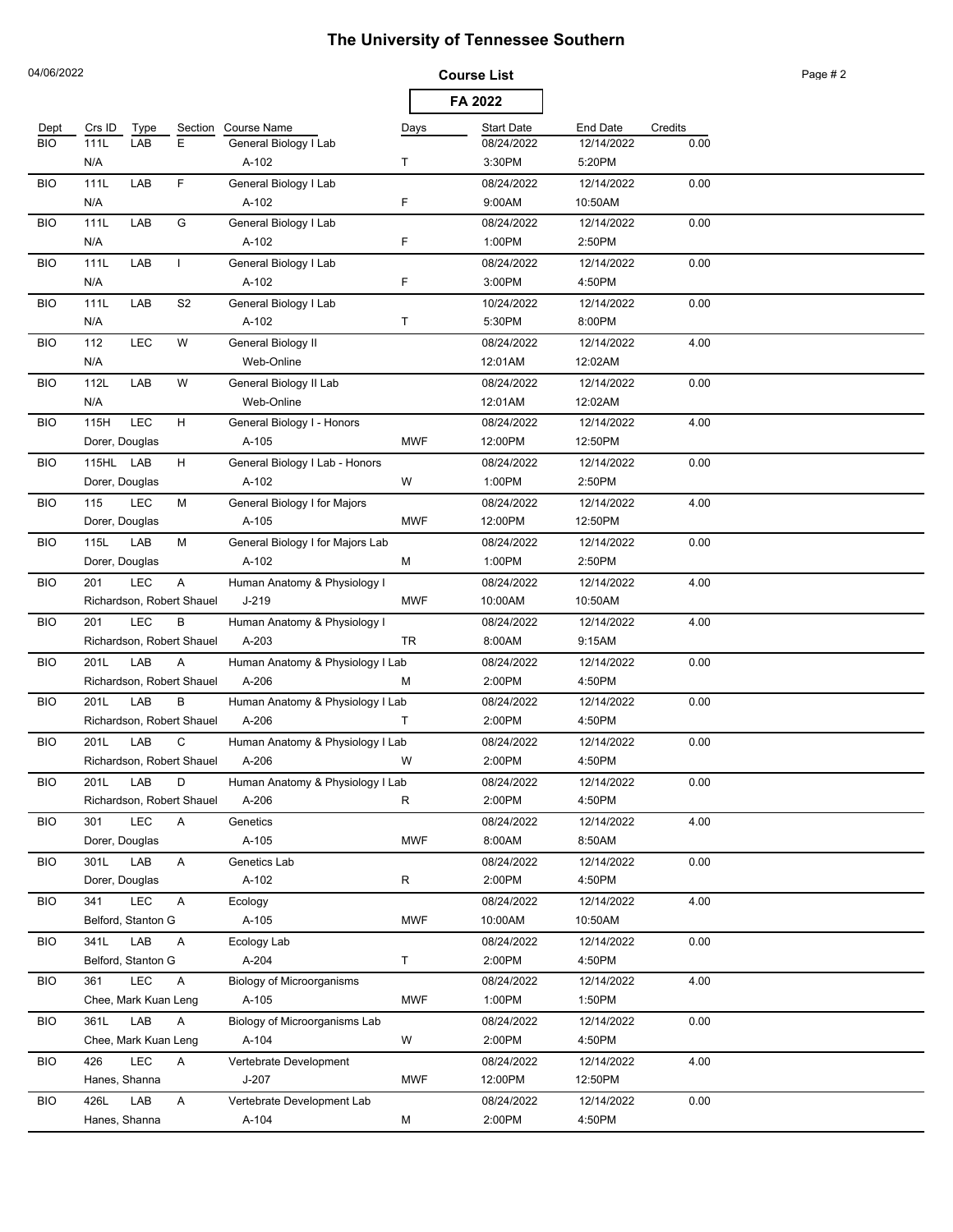# The University of Tennessee Southern

04/06/2022

**Course List**

**FA 2022**

| Dept | Crs ID | Type | Section | Course Name | Days | Start Date | End Date | Credits |
|---|---|---|---|---|---|---|---|---|
| BIO | 111L | LAB | E | General Biology I Lab | | 08/24/2022 | 12/14/2022 | 0.00 |
| | N/A | | | A-102 | T | 3:30PM | 5:20PM | |
| BIO | 111L | LAB | F | General Biology I Lab | | 08/24/2022 | 12/14/2022 | 0.00 |
| | N/A | | | A-102 | F | 9:00AM | 10:50AM | |
| BIO | 111L | LAB | G | General Biology I Lab | | 08/24/2022 | 12/14/2022 | 0.00 |
| | N/A | | | A-102 | F | 1:00PM | 2:50PM | |
| BIO | 111L | LAB | I | General Biology I Lab | | 08/24/2022 | 12/14/2022 | 0.00 |
| | N/A | | | A-102 | F | 3:00PM | 4:50PM | |
| BIO | 111L | LAB | S2 | General Biology I Lab | | 10/24/2022 | 12/14/2022 | 0.00 |
| | N/A | | | A-102 | T | 5:30PM | 8:00PM | |
| BIO | 112 | LEC | W | General Biology II | | 08/24/2022 | 12/14/2022 | 4.00 |
| | N/A | | | Web-Online | | 12:01AM | 12:02AM | |
| BIO | 112L | LAB | W | General Biology II Lab | | 08/24/2022 | 12/14/2022 | 0.00 |
| | N/A | | | Web-Online | | 12:01AM | 12:02AM | |
| BIO | 115H | LEC | H | General Biology I - Honors | | 08/24/2022 | 12/14/2022 | 4.00 |
| | Dorer, Douglas | | | A-105 | MWF | 12:00PM | 12:50PM | |
| BIO | 115HL | LAB | H | General Biology I Lab - Honors | | 08/24/2022 | 12/14/2022 | 0.00 |
| | Dorer, Douglas | | | A-102 | W | 1:00PM | 2:50PM | |
| BIO | 115 | LEC | M | General Biology I for Majors | | 08/24/2022 | 12/14/2022 | 4.00 |
| | Dorer, Douglas | | | A-105 | MWF | 12:00PM | 12:50PM | |
| BIO | 115L | LAB | M | General Biology I for Majors Lab | | 08/24/2022 | 12/14/2022 | 0.00 |
| | Dorer, Douglas | | | A-102 | M | 1:00PM | 2:50PM | |
| BIO | 201 | LEC | A | Human Anatomy & Physiology I | | 08/24/2022 | 12/14/2022 | 4.00 |
| | Richardson, Robert Shauel | | | J-219 | MWF | 10:00AM | 10:50AM | |
| BIO | 201 | LEC | B | Human Anatomy & Physiology I | | 08/24/2022 | 12/14/2022 | 4.00 |
| | Richardson, Robert Shauel | | | A-203 | TR | 8:00AM | 9:15AM | |
| BIO | 201L | LAB | A | Human Anatomy & Physiology I Lab | | 08/24/2022 | 12/14/2022 | 0.00 |
| | Richardson, Robert Shauel | | | A-206 | M | 2:00PM | 4:50PM | |
| BIO | 201L | LAB | B | Human Anatomy & Physiology I Lab | | 08/24/2022 | 12/14/2022 | 0.00 |
| | Richardson, Robert Shauel | | | A-206 | T | 2:00PM | 4:50PM | |
| BIO | 201L | LAB | C | Human Anatomy & Physiology I Lab | | 08/24/2022 | 12/14/2022 | 0.00 |
| | Richardson, Robert Shauel | | | A-206 | W | 2:00PM | 4:50PM | |
| BIO | 201L | LAB | D | Human Anatomy & Physiology I Lab | | 08/24/2022 | 12/14/2022 | 0.00 |
| | Richardson, Robert Shauel | | | A-206 | R | 2:00PM | 4:50PM | |
| BIO | 301 | LEC | A | Genetics | | 08/24/2022 | 12/14/2022 | 4.00 |
| | Dorer, Douglas | | | A-105 | MWF | 8:00AM | 8:50AM | |
| BIO | 301L | LAB | A | Genetics Lab | | 08/24/2022 | 12/14/2022 | 0.00 |
| | Dorer, Douglas | | | A-102 | R | 2:00PM | 4:50PM | |
| BIO | 341 | LEC | A | Ecology | | 08/24/2022 | 12/14/2022 | 4.00 |
| | Belford, Stanton G | | | A-105 | MWF | 10:00AM | 10:50AM | |
| BIO | 341L | LAB | A | Ecology Lab | | 08/24/2022 | 12/14/2022 | 0.00 |
| | Belford, Stanton G | | | A-204 | T | 2:00PM | 4:50PM | |
| BIO | 361 | LEC | A | Biology of Microorganisms | | 08/24/2022 | 12/14/2022 | 4.00 |
| | Chee, Mark Kuan Leng | | | A-105 | MWF | 1:00PM | 1:50PM | |
| BIO | 361L | LAB | A | Biology of Microorganisms Lab | | 08/24/2022 | 12/14/2022 | 0.00 |
| | Chee, Mark Kuan Leng | | | A-104 | W | 2:00PM | 4:50PM | |
| BIO | 426 | LEC | A | Vertebrate Development | | 08/24/2022 | 12/14/2022 | 4.00 |
| | Hanes, Shanna | | | J-207 | MWF | 12:00PM | 12:50PM | |
| BIO | 426L | LAB | A | Vertebrate Development Lab | | 08/24/2022 | 12/14/2022 | 0.00 |
| | Hanes, Shanna | | | A-104 | M | 2:00PM | 4:50PM | |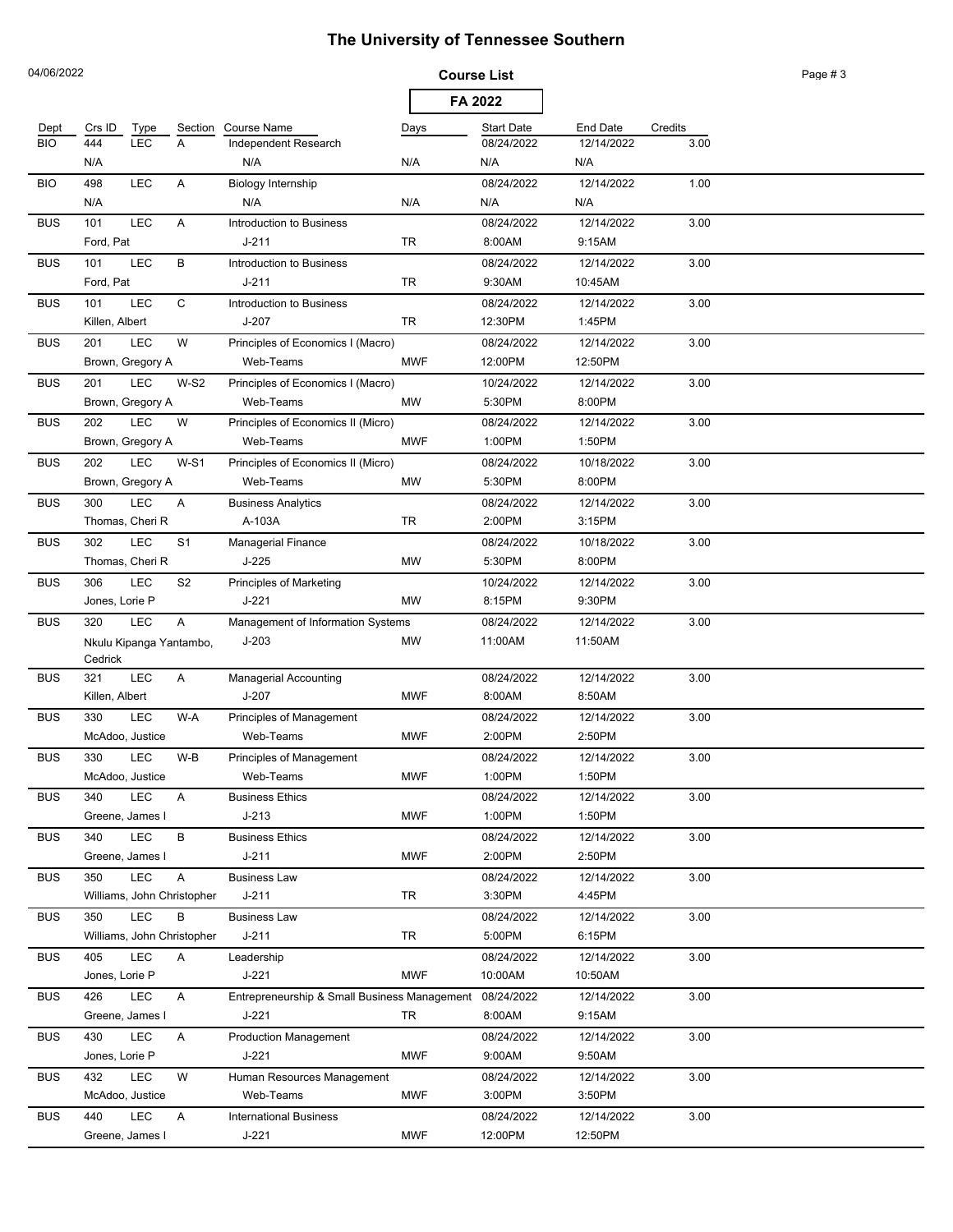# The University of Tennessee Southern

04/06/2022

**Course List**

**FA 2022**

| Dept | Crs ID | Type | Section | Course Name | Days | Start Date | End Date | Credits |
|---|---|---|---|---|---|---|---|---|
| BIO | 444 | LEC | A | Independent Research | | 08/24/2022 | 12/14/2022 | 3.00 |
| | N/A | | | N/A | N/A | N/A | N/A | |
| BIO | 498 | LEC | A | Biology Internship | | 08/24/2022 | 12/14/2022 | 1.00 |
| | N/A | | | N/A | N/A | N/A | N/A | |
| BUS | 101 | LEC | A | Introduction to Business | | 08/24/2022 | 12/14/2022 | 3.00 |
| | Ford, Pat | | | J-211 | TR | 8:00AM | 9:15AM | |
| BUS | 101 | LEC | B | Introduction to Business | | 08/24/2022 | 12/14/2022 | 3.00 |
| | Ford, Pat | | | J-211 | TR | 9:30AM | 10:45AM | |
| BUS | 101 | LEC | C | Introduction to Business | | 08/24/2022 | 12/14/2022 | 3.00 |
| | Killen, Albert | | | J-207 | TR | 12:30PM | 1:45PM | |
| BUS | 201 | LEC | W | Principles of Economics I (Macro) | | 08/24/2022 | 12/14/2022 | 3.00 |
| | Brown, Gregory A | | | Web-Teams | MWF | 12:00PM | 12:50PM | |
| BUS | 201 | LEC | W-S2 | Principles of Economics I (Macro) | | 10/24/2022 | 12/14/2022 | 3.00 |
| | Brown, Gregory A | | | Web-Teams | MW | 5:30PM | 8:00PM | |
| BUS | 202 | LEC | W | Principles of Economics II (Micro) | | 08/24/2022 | 12/14/2022 | 3.00 |
| | Brown, Gregory A | | | Web-Teams | MWF | 1:00PM | 1:50PM | |
| BUS | 202 | LEC | W-S1 | Principles of Economics II (Micro) | | 08/24/2022 | 10/18/2022 | 3.00 |
| | Brown, Gregory A | | | Web-Teams | MW | 5:30PM | 8:00PM | |
| BUS | 300 | LEC | A | Business Analytics | | 08/24/2022 | 12/14/2022 | 3.00 |
| | Thomas, Cheri R | | | A-103A | TR | 2:00PM | 3:15PM | |
| BUS | 302 | LEC | S1 | Managerial Finance | | 08/24/2022 | 10/18/2022 | 3.00 |
| | Thomas, Cheri R | | | J-225 | MW | 5:30PM | 8:00PM | |
| BUS | 306 | LEC | S2 | Principles of Marketing | | 10/24/2022 | 12/14/2022 | 3.00 |
| | Jones, Lorie P | | | J-221 | MW | 8:15PM | 9:30PM | |
| BUS | 320 | LEC | A | Management of Information Systems | | 08/24/2022 | 12/14/2022 | 3.00 |
| | Nkulu Kipanga Yantambo, Cedrick | | | J-203 | MW | 11:00AM | 11:50AM | |
| BUS | 321 | LEC | A | Managerial Accounting | | 08/24/2022 | 12/14/2022 | 3.00 |
| | Killen, Albert | | | J-207 | MWF | 8:00AM | 8:50AM | |
| BUS | 330 | LEC | W-A | Principles of Management | | 08/24/2022 | 12/14/2022 | 3.00 |
| | McAdoo, Justice | | | Web-Teams | MWF | 2:00PM | 2:50PM | |
| BUS | 330 | LEC | W-B | Principles of Management | | 08/24/2022 | 12/14/2022 | 3.00 |
| | McAdoo, Justice | | | Web-Teams | MWF | 1:00PM | 1:50PM | |
| BUS | 340 | LEC | A | Business Ethics | | 08/24/2022 | 12/14/2022 | 3.00 |
| | Greene, James I | | | J-213 | MWF | 1:00PM | 1:50PM | |
| BUS | 340 | LEC | B | Business Ethics | | 08/24/2022 | 12/14/2022 | 3.00 |
| | Greene, James I | | | J-211 | MWF | 2:00PM | 2:50PM | |
| BUS | 350 | LEC | A | Business Law | | 08/24/2022 | 12/14/2022 | 3.00 |
| | Williams, John Christopher | | | J-211 | TR | 3:30PM | 4:45PM | |
| BUS | 350 | LEC | B | Business Law | | 08/24/2022 | 12/14/2022 | 3.00 |
| | Williams, John Christopher | | | J-211 | TR | 5:00PM | 6:15PM | |
| BUS | 405 | LEC | A | Leadership | | 08/24/2022 | 12/14/2022 | 3.00 |
| | Jones, Lorie P | | | J-221 | MWF | 10:00AM | 10:50AM | |
| BUS | 426 | LEC | A | Entrepreneurship & Small Business Management | | 08/24/2022 | 12/14/2022 | 3.00 |
| | Greene, James I | | | J-221 | TR | 8:00AM | 9:15AM | |
| BUS | 430 | LEC | A | Production Management | | 08/24/2022 | 12/14/2022 | 3.00 |
| | Jones, Lorie P | | | J-221 | MWF | 9:00AM | 9:50AM | |
| BUS | 432 | LEC | W | Human Resources Management | | 08/24/2022 | 12/14/2022 | 3.00 |
| | McAdoo, Justice | | | Web-Teams | MWF | 3:00PM | 3:50PM | |
| BUS | 440 | LEC | A | International Business | | 08/24/2022 | 12/14/2022 | 3.00 |
| | Greene, James I | | | J-221 | MWF | 12:00PM | 12:50PM | |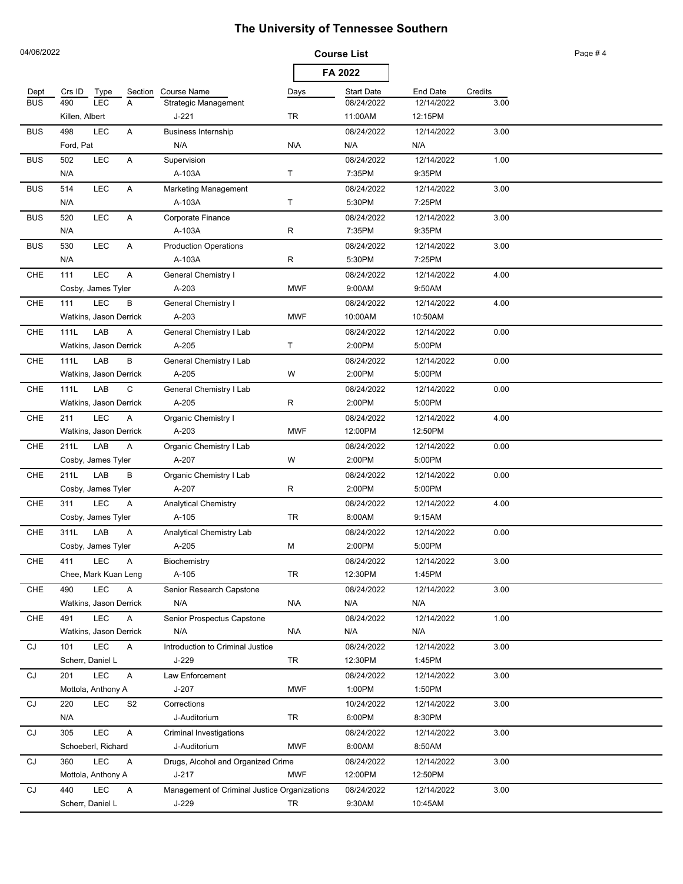# The University of Tennessee Southern

04/06/2022

**Course List**

**FA 2022**

| Dept | Crs ID | Type | Section | Course Name | Days | Start Date | End Date | Credits |
|---|---|---|---|---|---|---|---|---|
| BUS | 490 | LEC | A | Strategic Management | | 08/24/2022 | 12/14/2022 | 3.00 |
| | Killen, Albert | | | J-221 | TR | 11:00AM | 12:15PM | |
| BUS | 498 | LEC | A | Business Internship | | 08/24/2022 | 12/14/2022 | 3.00 |
| | Ford, Pat | | | N/A | N\A | N/A | N/A | |
| BUS | 502 | LEC | A | Supervision | | 08/24/2022 | 12/14/2022 | 1.00 |
| | N/A | | | A-103A | T | 7:35PM | 9:35PM | |
| BUS | 514 | LEC | A | Marketing Management | | 08/24/2022 | 12/14/2022 | 3.00 |
| | N/A | | | A-103A | T | 5:30PM | 7:25PM | |
| BUS | 520 | LEC | A | Corporate Finance | | 08/24/2022 | 12/14/2022 | 3.00 |
| | N/A | | | A-103A | R | 7:35PM | 9:35PM | |
| BUS | 530 | LEC | A | Production Operations | | 08/24/2022 | 12/14/2022 | 3.00 |
| | N/A | | | A-103A | R | 5:30PM | 7:25PM | |
| CHE | 111 | LEC | A | General Chemistry I | | 08/24/2022 | 12/14/2022 | 4.00 |
| | Cosby, James Tyler | | | A-203 | MWF | 9:00AM | 9:50AM | |
| CHE | 111 | LEC | B | General Chemistry I | | 08/24/2022 | 12/14/2022 | 4.00 |
| | Watkins, Jason Derrick | | | A-203 | MWF | 10:00AM | 10:50AM | |
| CHE | 111L | LAB | A | General Chemistry I Lab | | 08/24/2022 | 12/14/2022 | 0.00 |
| | Watkins, Jason Derrick | | | A-205 | T | 2:00PM | 5:00PM | |
| CHE | 111L | LAB | B | General Chemistry I Lab | | 08/24/2022 | 12/14/2022 | 0.00 |
| | Watkins, Jason Derrick | | | A-205 | W | 2:00PM | 5:00PM | |
| CHE | 111L | LAB | C | General Chemistry I Lab | | 08/24/2022 | 12/14/2022 | 0.00 |
| | Watkins, Jason Derrick | | | A-205 | R | 2:00PM | 5:00PM | |
| CHE | 211 | LEC | A | Organic Chemistry I | | 08/24/2022 | 12/14/2022 | 4.00 |
| | Watkins, Jason Derrick | | | A-203 | MWF | 12:00PM | 12:50PM | |
| CHE | 211L | LAB | A | Organic Chemistry I Lab | | 08/24/2022 | 12/14/2022 | 0.00 |
| | Cosby, James Tyler | | | A-207 | W | 2:00PM | 5:00PM | |
| CHE | 211L | LAB | B | Organic Chemistry I Lab | | 08/24/2022 | 12/14/2022 | 0.00 |
| | Cosby, James Tyler | | | A-207 | R | 2:00PM | 5:00PM | |
| CHE | 311 | LEC | A | Analytical Chemistry | | 08/24/2022 | 12/14/2022 | 4.00 |
| | Cosby, James Tyler | | | A-105 | TR | 8:00AM | 9:15AM | |
| CHE | 311L | LAB | A | Analytical Chemistry Lab | | 08/24/2022 | 12/14/2022 | 0.00 |
| | Cosby, James Tyler | | | A-205 | M | 2:00PM | 5:00PM | |
| CHE | 411 | LEC | A | Biochemistry | | 08/24/2022 | 12/14/2022 | 3.00 |
| | Chee, Mark Kuan Leng | | | A-105 | TR | 12:30PM | 1:45PM | |
| CHE | 490 | LEC | A | Senior Research Capstone | | 08/24/2022 | 12/14/2022 | 3.00 |
| | Watkins, Jason Derrick | | | N/A | N\A | N/A | N/A | |
| CHE | 491 | LEC | A | Senior Prospectus Capstone | | 08/24/2022 | 12/14/2022 | 1.00 |
| | Watkins, Jason Derrick | | | N/A | N\A | N/A | N/A | |
| CJ | 101 | LEC | A | Introduction to Criminal Justice | | 08/24/2022 | 12/14/2022 | 3.00 |
| | Scherr, Daniel L | | | J-229 | TR | 12:30PM | 1:45PM | |
| CJ | 201 | LEC | A | Law Enforcement | | 08/24/2022 | 12/14/2022 | 3.00 |
| | Mottola, Anthony A | | | J-207 | MWF | 1:00PM | 1:50PM | |
| CJ | 220 | LEC | S2 | Corrections | | 10/24/2022 | 12/14/2022 | 3.00 |
| | N/A | | | J-Auditorium | TR | 6:00PM | 8:30PM | |
| CJ | 305 | LEC | A | Criminal Investigations | | 08/24/2022 | 12/14/2022 | 3.00 |
| | Schoeberl, Richard | | | J-Auditorium | MWF | 8:00AM | 8:50AM | |
| CJ | 360 | LEC | A | Drugs, Alcohol and Organized Crime | | 08/24/2022 | 12/14/2022 | 3.00 |
| | Mottola, Anthony A | | | J-217 | MWF | 12:00PM | 12:50PM | |
| CJ | 440 | LEC | A | Management of Criminal Justice Organizations | | 08/24/2022 | 12/14/2022 | 3.00 |
| | Scherr, Daniel L | | | J-229 | TR | 9:30AM | 10:45AM | |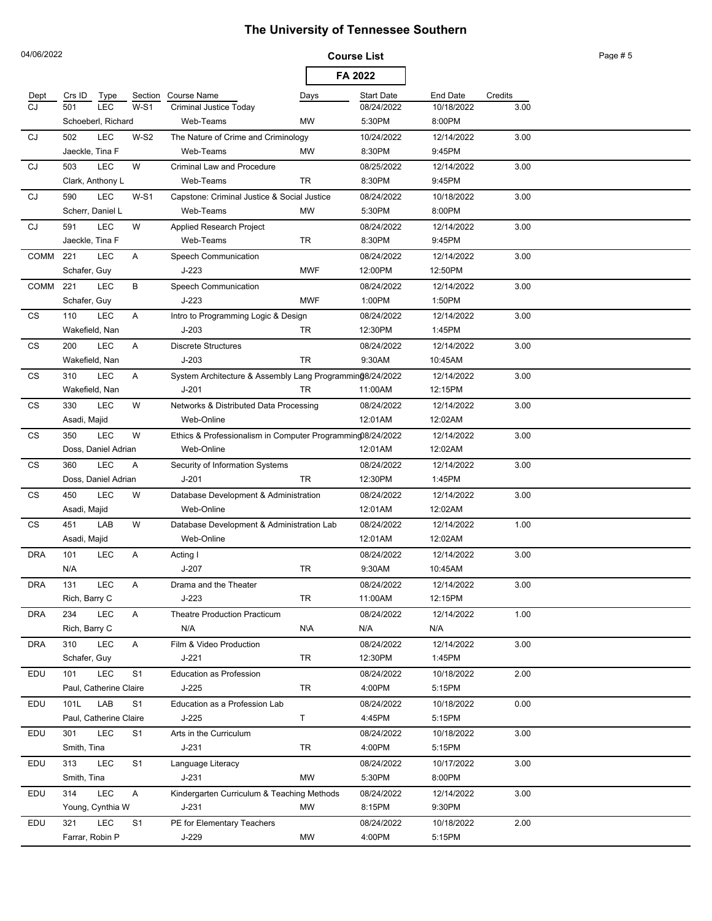# The University of Tennessee Southern

04/06/2022

**Course List**

**FA 2022**

| Dept | Crs ID | Type | Section | Course Name | Days | Start Date | End Date | Credits |
|---|---|---|---|---|---|---|---|---|
| CJ | 501 | LEC | W-S1 | Criminal Justice Today | | 08/24/2022 | 10/18/2022 | 3.00 |
| | Schoeberl, Richard | | | Web-Teams | MW | 5:30PM | 8:00PM | |
| CJ | 502 | LEC | W-S2 | The Nature of Crime and Criminology | | 10/24/2022 | 12/14/2022 | 3.00 |
| | Jaeckle, Tina F | | | Web-Teams | MW | 8:30PM | 9:45PM | |
| CJ | 503 | LEC | W | Criminal Law and Procedure | | 08/25/2022 | 12/14/2022 | 3.00 |
| | Clark, Anthony L | | | Web-Teams | TR | 8:30PM | 9:45PM | |
| CJ | 590 | LEC | W-S1 | Capstone: Criminal Justice & Social Justice | | 08/24/2022 | 10/18/2022 | 3.00 |
| | Scherr, Daniel L | | | Web-Teams | MW | 5:30PM | 8:00PM | |
| CJ | 591 | LEC | W | Applied Research Project | | 08/24/2022 | 12/14/2022 | 3.00 |
| | Jaeckle, Tina F | | | Web-Teams | TR | 8:30PM | 9:45PM | |
| COMM | 221 | LEC | A | Speech Communication | | 08/24/2022 | 12/14/2022 | 3.00 |
| | Schafer, Guy | | | J-223 | MWF | 12:00PM | 12:50PM | |
| COMM | 221 | LEC | B | Speech Communication | | 08/24/2022 | 12/14/2022 | 3.00 |
| | Schafer, Guy | | | J-223 | MWF | 1:00PM | 1:50PM | |
| CS | 110 | LEC | A | Intro to Programming Logic & Design | | 08/24/2022 | 12/14/2022 | 3.00 |
| | Wakefield, Nan | | | J-203 | TR | 12:30PM | 1:45PM | |
| CS | 200 | LEC | A | Discrete Structures | | 08/24/2022 | 12/14/2022 | 3.00 |
| | Wakefield, Nan | | | J-203 | TR | 9:30AM | 10:45AM | |
| CS | 310 | LEC | A | System Architecture & Assembly Lang Programming | | 08/24/2022 | 12/14/2022 | 3.00 |
| | Wakefield, Nan | | | J-201 | TR | 11:00AM | 12:15PM | |
| CS | 330 | LEC | W | Networks & Distributed Data Processing | | 08/24/2022 | 12/14/2022 | 3.00 |
| | Asadi, Majid | | | Web-Online | | 12:01AM | 12:02AM | |
| CS | 350 | LEC | W | Ethics & Professionalism in Computer Programming | | 08/24/2022 | 12/14/2022 | 3.00 |
| | Doss, Daniel Adrian | | | Web-Online | | 12:01AM | 12:02AM | |
| CS | 360 | LEC | A | Security of Information Systems | | 08/24/2022 | 12/14/2022 | 3.00 |
| | Doss, Daniel Adrian | | | J-201 | TR | 12:30PM | 1:45PM | |
| CS | 450 | LEC | W | Database Development & Administration | | 08/24/2022 | 12/14/2022 | 3.00 |
| | Asadi, Majid | | | Web-Online | | 12:01AM | 12:02AM | |
| CS | 451 | LAB | W | Database Development & Administration Lab | | 08/24/2022 | 12/14/2022 | 1.00 |
| | Asadi, Majid | | | Web-Online | | 12:01AM | 12:02AM | |
| DRA | 101 | LEC | A | Acting I | | 08/24/2022 | 12/14/2022 | 3.00 |
| | N/A | | | J-207 | TR | 9:30AM | 10:45AM | |
| DRA | 131 | LEC | A | Drama and the Theater | | 08/24/2022 | 12/14/2022 | 3.00 |
| | Rich, Barry C | | | J-223 | TR | 11:00AM | 12:15PM | |
| DRA | 234 | LEC | A | Theatre Production Practicum | | 08/24/2022 | 12/14/2022 | 1.00 |
| | Rich, Barry C | | | N/A | N\A | N/A | N/A | |
| DRA | 310 | LEC | A | Film & Video Production | | 08/24/2022 | 12/14/2022 | 3.00 |
| | Schafer, Guy | | | J-221 | TR | 12:30PM | 1:45PM | |
| EDU | 101 | LEC | S1 | Education as Profession | | 08/24/2022 | 10/18/2022 | 2.00 |
| | Paul, Catherine Claire | | | J-225 | TR | 4:00PM | 5:15PM | |
| EDU | 101L | LAB | S1 | Education as a Profession Lab | | 08/24/2022 | 10/18/2022 | 0.00 |
| | Paul, Catherine Claire | | | J-225 | T | 4:45PM | 5:15PM | |
| EDU | 301 | LEC | S1 | Arts in the Curriculum | | 08/24/2022 | 10/18/2022 | 3.00 |
| | Smith, Tina | | | J-231 | TR | 4:00PM | 5:15PM | |
| EDU | 313 | LEC | S1 | Language Literacy | | 08/24/2022 | 10/17/2022 | 3.00 |
| | Smith, Tina | | | J-231 | MW | 5:30PM | 8:00PM | |
| EDU | 314 | LEC | A | Kindergarten Curriculum & Teaching Methods | | 08/24/2022 | 12/14/2022 | 3.00 |
| | Young, Cynthia W | | | J-231 | MW | 8:15PM | 9:30PM | |
| EDU | 321 | LEC | S1 | PE for Elementary Teachers | | 08/24/2022 | 10/18/2022 | 2.00 |
| | Farrar, Robin P | | | J-229 | MW | 4:00PM | 5:15PM | |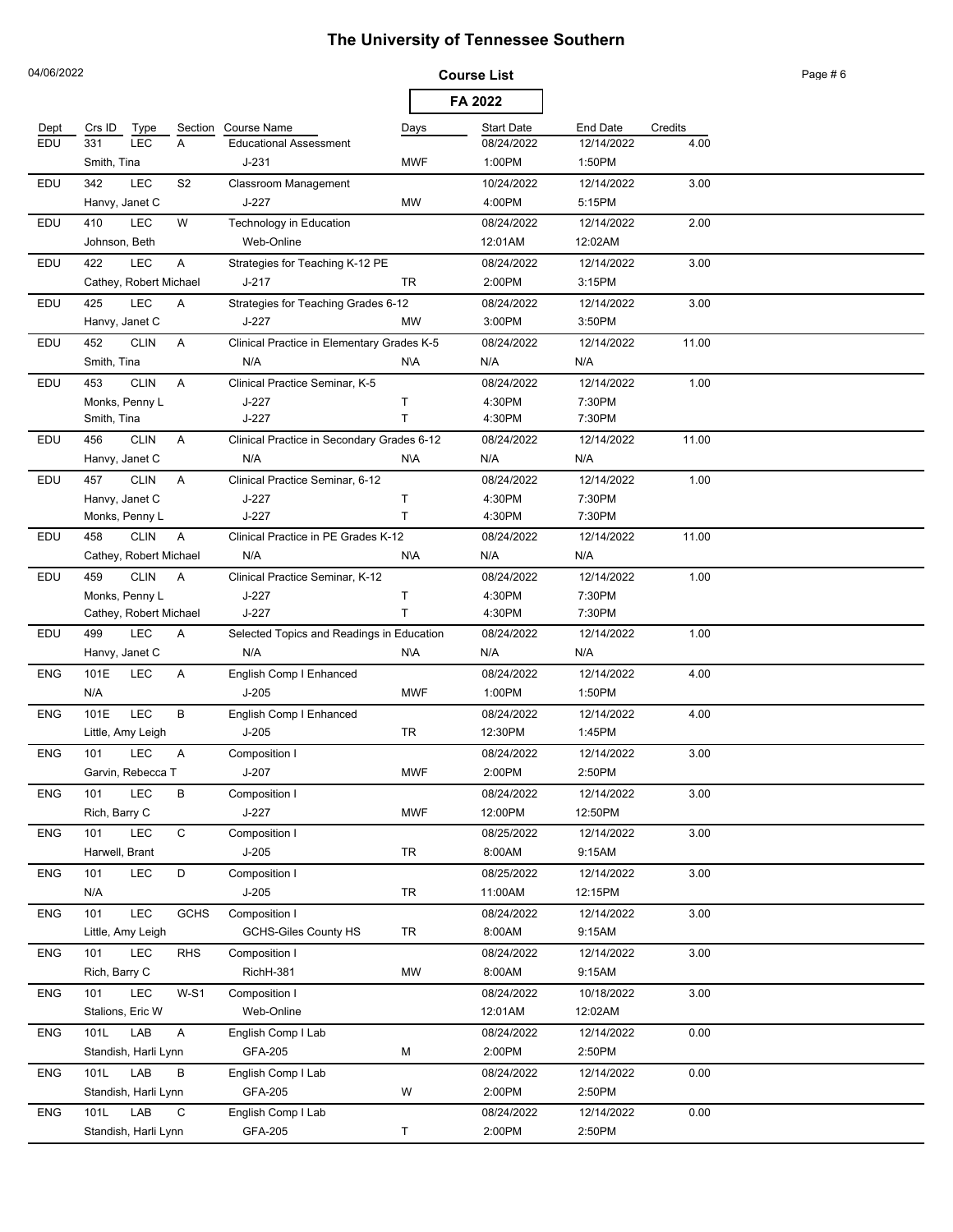# The University of Tennessee Southern

04/06/2022

**Course List**

**FA 2022**

| Dept | Crs ID | Type | Section | Course Name | Days | Start Date | End Date | Credits |
|---|---|---|---|---|---|---|---|---|
| EDU | 331 | LEC | A | Educational Assessment | | 08/24/2022 | 12/14/2022 | 4.00 |
| | Smith, Tina | | | J-231 | MWF | 1:00PM | 1:50PM | |
| EDU | 342 | LEC | S2 | Classroom Management | | 10/24/2022 | 12/14/2022 | 3.00 |
| | Hanvy, Janet C | | | J-227 | MW | 4:00PM | 5:15PM | |
| EDU | 410 | LEC | W | Technology in Education | | 08/24/2022 | 12/14/2022 | 2.00 |
| | Johnson, Beth | | | Web-Online | | 12:01AM | 12:02AM | |
| EDU | 422 | LEC | A | Strategies for Teaching K-12 PE | | 08/24/2022 | 12/14/2022 | 3.00 |
| | Cathey, Robert Michael | | | J-217 | TR | 2:00PM | 3:15PM | |
| EDU | 425 | LEC | A | Strategies for Teaching Grades 6-12 | | 08/24/2022 | 12/14/2022 | 3.00 |
| | Hanvy, Janet C | | | J-227 | MW | 3:00PM | 3:50PM | |
| EDU | 452 | CLIN | A | Clinical Practice in Elementary Grades K-5 | | 08/24/2022 | 12/14/2022 | 11.00 |
| | Smith, Tina | | | N/A | N\A | N/A | N/A | |
| EDU | 453 | CLIN | A | Clinical Practice Seminar, K-5 | | 08/24/2022 | 12/14/2022 | 1.00 |
| | Monks, Penny L | | | J-227 | T | 4:30PM | 7:30PM | |
| | Smith, Tina | | | J-227 | T | 4:30PM | 7:30PM | |
| EDU | 456 | CLIN | A | Clinical Practice in Secondary Grades 6-12 | | 08/24/2022 | 12/14/2022 | 11.00 |
| | Hanvy, Janet C | | | N/A | N\A | N/A | N/A | |
| EDU | 457 | CLIN | A | Clinical Practice Seminar, 6-12 | | 08/24/2022 | 12/14/2022 | 1.00 |
| | Hanvy, Janet C | | | J-227 | T | 4:30PM | 7:30PM | |
| | Monks, Penny L | | | J-227 | T | 4:30PM | 7:30PM | |
| EDU | 458 | CLIN | A | Clinical Practice in PE Grades K-12 | | 08/24/2022 | 12/14/2022 | 11.00 |
| | Cathey, Robert Michael | | | N/A | N\A | N/A | N/A | |
| EDU | 459 | CLIN | A | Clinical Practice Seminar, K-12 | | 08/24/2022 | 12/14/2022 | 1.00 |
| | Monks, Penny L | | | J-227 | T | 4:30PM | 7:30PM | |
| | Cathey, Robert Michael | | | J-227 | T | 4:30PM | 7:30PM | |
| EDU | 499 | LEC | A | Selected Topics and Readings in Education | | 08/24/2022 | 12/14/2022 | 1.00 |
| | Hanvy, Janet C | | | N/A | N\A | N/A | N/A | |
| ENG | 101E | LEC | A | English Comp I Enhanced | | 08/24/2022 | 12/14/2022 | 4.00 |
| | N/A | | | J-205 | MWF | 1:00PM | 1:50PM | |
| ENG | 101E | LEC | B | English Comp I Enhanced | | 08/24/2022 | 12/14/2022 | 4.00 |
| | Little, Amy Leigh | | | J-205 | TR | 12:30PM | 1:45PM | |
| ENG | 101 | LEC | A | Composition I | | 08/24/2022 | 12/14/2022 | 3.00 |
| | Garvin, Rebecca T | | | J-207 | MWF | 2:00PM | 2:50PM | |
| ENG | 101 | LEC | B | Composition I | | 08/24/2022 | 12/14/2022 | 3.00 |
| | Rich, Barry C | | | J-227 | MWF | 12:00PM | 12:50PM | |
| ENG | 101 | LEC | C | Composition I | | 08/25/2022 | 12/14/2022 | 3.00 |
| | Harwell, Brant | | | J-205 | TR | 8:00AM | 9:15AM | |
| ENG | 101 | LEC | D | Composition I | | 08/25/2022 | 12/14/2022 | 3.00 |
| | N/A | | | J-205 | TR | 11:00AM | 12:15PM | |
| ENG | 101 | LEC | GCHS | Composition I | | 08/24/2022 | 12/14/2022 | 3.00 |
| | Little, Amy Leigh | | | GCHS-Giles County HS | TR | 8:00AM | 9:15AM | |
| ENG | 101 | LEC | RHS | Composition I | | 08/24/2022 | 12/14/2022 | 3.00 |
| | Rich, Barry C | | | RichH-381 | MW | 8:00AM | 9:15AM | |
| ENG | 101 | LEC | W-S1 | Composition I | | 08/24/2022 | 10/18/2022 | 3.00 |
| | Stalions, Eric W | | | Web-Online | | 12:01AM | 12:02AM | |
| ENG | 101L | LAB | A | English Comp I Lab | | 08/24/2022 | 12/14/2022 | 0.00 |
| | Standish, Harli Lynn | | | GFA-205 | M | 2:00PM | 2:50PM | |
| ENG | 101L | LAB | B | English Comp I Lab | | 08/24/2022 | 12/14/2022 | 0.00 |
| | Standish, Harli Lynn | | | GFA-205 | W | 2:00PM | 2:50PM | |
| ENG | 101L | LAB | C | English Comp I Lab | | 08/24/2022 | 12/14/2022 | 0.00 |
| | Standish, Harli Lynn | | | GFA-205 | T | 2:00PM | 2:50PM | |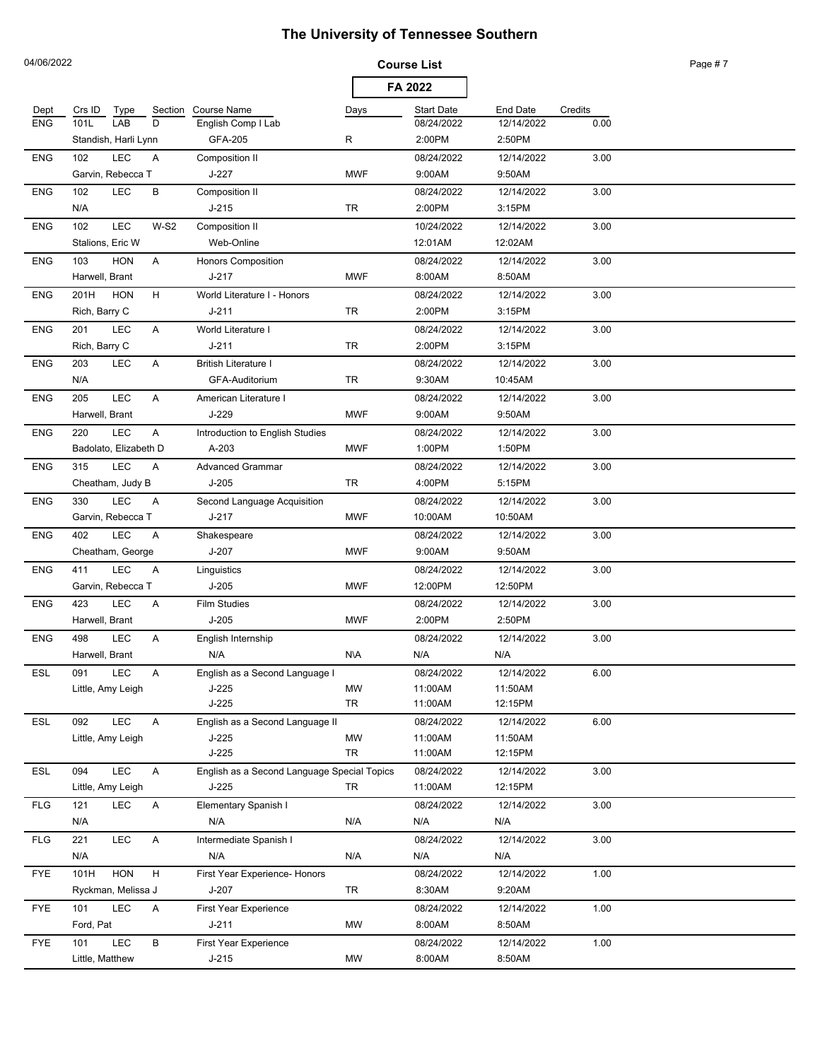# The University of Tennessee Southern

04/06/2022

**Course List**

**FA 2022**

| Dept | Crs ID | Type | Section | Course Name | Days | Start Date | End Date | Credits |
|---|---|---|---|---|---|---|---|---|
| ENG | 101L | LAB | D | English Comp I Lab | | 08/24/2022 | 12/14/2022 | 0.00 |
| | Standish, Harli Lynn | | | GFA-205 | R | 2:00PM | 2:50PM | |
| ENG | 102 | LEC | A | Composition II | | 08/24/2022 | 12/14/2022 | 3.00 |
| | Garvin, Rebecca T | | | J-227 | MWF | 9:00AM | 9:50AM | |
| ENG | 102 | LEC | B | Composition II | | 08/24/2022 | 12/14/2022 | 3.00 |
| | N/A | | | J-215 | TR | 2:00PM | 3:15PM | |
| ENG | 102 | LEC | W-S2 | Composition II | | 10/24/2022 | 12/14/2022 | 3.00 |
| | Stalions, Eric W | | | Web-Online | | 12:01AM | 12:02AM | |
| ENG | 103 | HON | A | Honors Composition | | 08/24/2022 | 12/14/2022 | 3.00 |
| | Harwell, Brant | | | J-217 | MWF | 8:00AM | 8:50AM | |
| ENG | 201H | HON | H | World Literature I - Honors | | 08/24/2022 | 12/14/2022 | 3.00 |
| | Rich, Barry C | | | J-211 | TR | 2:00PM | 3:15PM | |
| ENG | 201 | LEC | A | World Literature I | | 08/24/2022 | 12/14/2022 | 3.00 |
| | Rich, Barry C | | | J-211 | TR | 2:00PM | 3:15PM | |
| ENG | 203 | LEC | A | British Literature I | | 08/24/2022 | 12/14/2022 | 3.00 |
| | N/A | | | GFA-Auditorium | TR | 9:30AM | 10:45AM | |
| ENG | 205 | LEC | A | American Literature I | | 08/24/2022 | 12/14/2022 | 3.00 |
| | Harwell, Brant | | | J-229 | MWF | 9:00AM | 9:50AM | |
| ENG | 220 | LEC | A | Introduction to English Studies | | 08/24/2022 | 12/14/2022 | 3.00 |
| | Badolato, Elizabeth D | | | A-203 | MWF | 1:00PM | 1:50PM | |
| ENG | 315 | LEC | A | Advanced Grammar | | 08/24/2022 | 12/14/2022 | 3.00 |
| | Cheatham, Judy B | | | J-205 | TR | 4:00PM | 5:15PM | |
| ENG | 330 | LEC | A | Second Language Acquisition | | 08/24/2022 | 12/14/2022 | 3.00 |
| | Garvin, Rebecca T | | | J-217 | MWF | 10:00AM | 10:50AM | |
| ENG | 402 | LEC | A | Shakespeare | | 08/24/2022 | 12/14/2022 | 3.00 |
| | Cheatham, George | | | J-207 | MWF | 9:00AM | 9:50AM | |
| ENG | 411 | LEC | A | Linguistics | | 08/24/2022 | 12/14/2022 | 3.00 |
| | Garvin, Rebecca T | | | J-205 | MWF | 12:00PM | 12:50PM | |
| ENG | 423 | LEC | A | Film Studies | | 08/24/2022 | 12/14/2022 | 3.00 |
| | Harwell, Brant | | | J-205 | MWF | 2:00PM | 2:50PM | |
| ENG | 498 | LEC | A | English Internship | | 08/24/2022 | 12/14/2022 | 3.00 |
| | Harwell, Brant | | | N/A | N\A | N/A | N/A | |
| ESL | 091 | LEC | A | English as a Second Language I | | 08/24/2022 | 12/14/2022 | 6.00 |
| | Little, Amy Leigh | | | J-225 | MW | 11:00AM | 11:50AM | |
| | | | | J-225 | TR | 11:00AM | 12:15PM | |
| ESL | 092 | LEC | A | English as a Second Language II | | 08/24/2022 | 12/14/2022 | 6.00 |
| | Little, Amy Leigh | | | J-225 | MW | 11:00AM | 11:50AM | |
| | | | | J-225 | TR | 11:00AM | 12:15PM | |
| ESL | 094 | LEC | A | English as a Second Language Special Topics | | 08/24/2022 | 12/14/2022 | 3.00 |
| | Little, Amy Leigh | | | J-225 | TR | 11:00AM | 12:15PM | |
| FLG | 121 | LEC | A | Elementary Spanish I | | 08/24/2022 | 12/14/2022 | 3.00 |
| | N/A | | | N/A | N/A | N/A | N/A | |
| FLG | 221 | LEC | A | Intermediate Spanish I | | 08/24/2022 | 12/14/2022 | 3.00 |
| | N/A | | | N/A | N/A | N/A | N/A | |
| FYE | 101H | HON | H | First Year Experience- Honors | | 08/24/2022 | 12/14/2022 | 1.00 |
| | Ryckman, Melissa J | | | J-207 | TR | 8:30AM | 9:20AM | |
| FYE | 101 | LEC | A | First Year Experience | | 08/24/2022 | 12/14/2022 | 1.00 |
| | Ford, Pat | | | J-211 | MW | 8:00AM | 8:50AM | |
| FYE | 101 | LEC | B | First Year Experience | | 08/24/2022 | 12/14/2022 | 1.00 |
| | Little, Matthew | | | J-215 | MW | 8:00AM | 8:50AM | |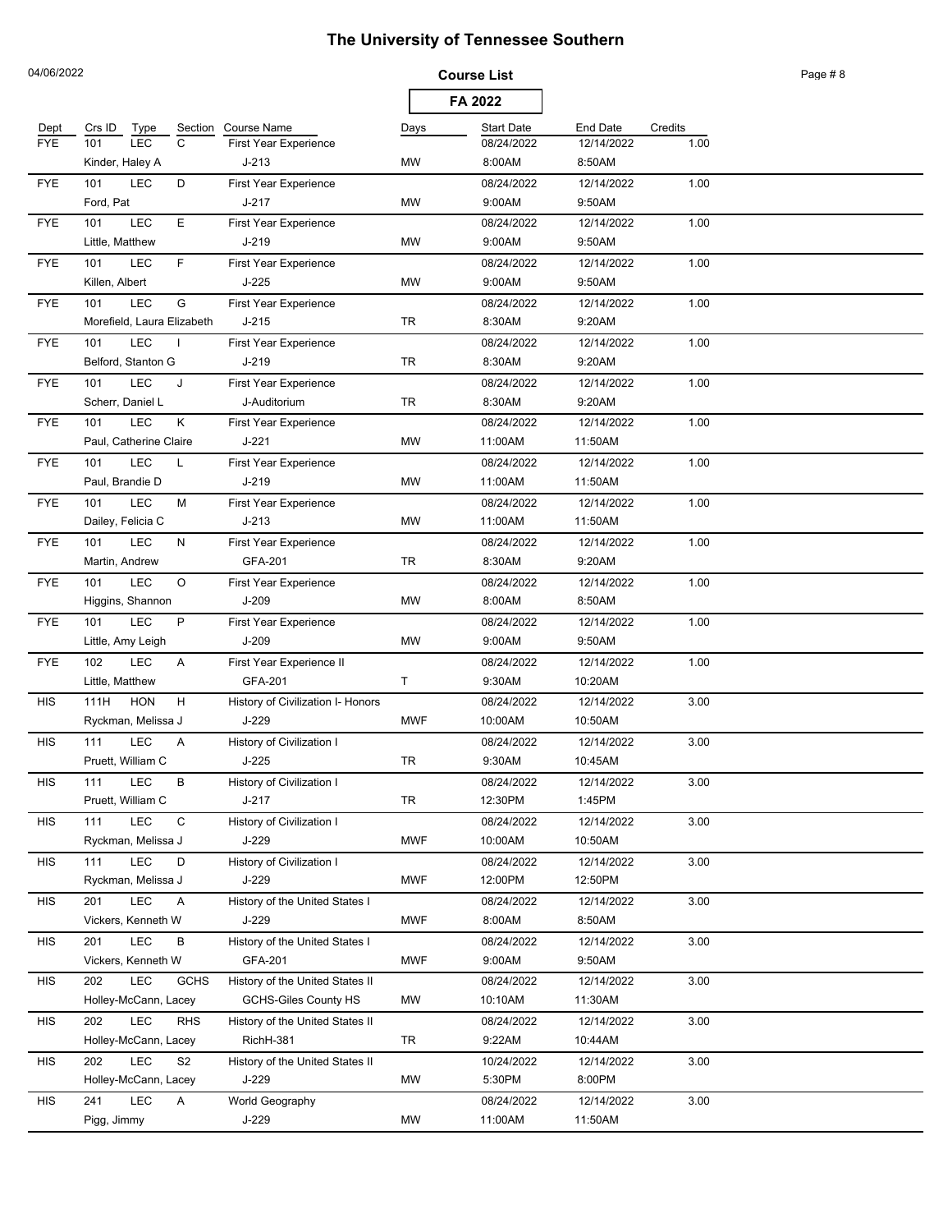# The University of Tennessee Southern

04/06/2022

**Course List**

**FA 2022**

| Dept | Crs ID | Type | Section | Course Name | Days | Start Date | End Date | Credits |
|---|---|---|---|---|---|---|---|---|
| FYE | 101 | LEC | C | First Year Experience | | 08/24/2022 | 12/14/2022 | 1.00 |
| | Kinder, Haley A | | | J-213 | MW | 8:00AM | 8:50AM | |
| FYE | 101 | LEC | D | First Year Experience | | 08/24/2022 | 12/14/2022 | 1.00 |
| | Ford, Pat | | | J-217 | MW | 9:00AM | 9:50AM | |
| FYE | 101 | LEC | E | First Year Experience | | 08/24/2022 | 12/14/2022 | 1.00 |
| | Little, Matthew | | | J-219 | MW | 9:00AM | 9:50AM | |
| FYE | 101 | LEC | F | First Year Experience | | 08/24/2022 | 12/14/2022 | 1.00 |
| | Killen, Albert | | | J-225 | MW | 9:00AM | 9:50AM | |
| FYE | 101 | LEC | G | First Year Experience | | 08/24/2022 | 12/14/2022 | 1.00 |
| | Morefield, Laura Elizabeth | | | J-215 | TR | 8:30AM | 9:20AM | |
| FYE | 101 | LEC | I | First Year Experience | | 08/24/2022 | 12/14/2022 | 1.00 |
| | Belford, Stanton G | | | J-219 | TR | 8:30AM | 9:20AM | |
| FYE | 101 | LEC | J | First Year Experience | | 08/24/2022 | 12/14/2022 | 1.00 |
| | Scherr, Daniel L | | | J-Auditorium | TR | 8:30AM | 9:20AM | |
| FYE | 101 | LEC | K | First Year Experience | | 08/24/2022 | 12/14/2022 | 1.00 |
| | Paul, Catherine Claire | | | J-221 | MW | 11:00AM | 11:50AM | |
| FYE | 101 | LEC | L | First Year Experience | | 08/24/2022 | 12/14/2022 | 1.00 |
| | Paul, Brandie D | | | J-219 | MW | 11:00AM | 11:50AM | |
| FYE | 101 | LEC | M | First Year Experience | | 08/24/2022 | 12/14/2022 | 1.00 |
| | Dailey, Felicia C | | | J-213 | MW | 11:00AM | 11:50AM | |
| FYE | 101 | LEC | N | First Year Experience | | 08/24/2022 | 12/14/2022 | 1.00 |
| | Martin, Andrew | | | GFA-201 | TR | 8:30AM | 9:20AM | |
| FYE | 101 | LEC | O | First Year Experience | | 08/24/2022 | 12/14/2022 | 1.00 |
| | Higgins, Shannon | | | J-209 | MW | 8:00AM | 8:50AM | |
| FYE | 101 | LEC | P | First Year Experience | | 08/24/2022 | 12/14/2022 | 1.00 |
| | Little, Amy Leigh | | | J-209 | MW | 9:00AM | 9:50AM | |
| FYE | 102 | LEC | A | First Year Experience II | | 08/24/2022 | 12/14/2022 | 1.00 |
| | Little, Matthew | | | GFA-201 | T | 9:30AM | 10:20AM | |
| HIS | 111H | HON | H | History of Civilization I- Honors | | 08/24/2022 | 12/14/2022 | 3.00 |
| | Ryckman, Melissa J | | | J-229 | MWF | 10:00AM | 10:50AM | |
| HIS | 111 | LEC | A | History of Civilization I | | 08/24/2022 | 12/14/2022 | 3.00 |
| | Pruett, William C | | | J-225 | TR | 9:30AM | 10:45AM | |
| HIS | 111 | LEC | B | History of Civilization I | | 08/24/2022 | 12/14/2022 | 3.00 |
| | Pruett, William C | | | J-217 | TR | 12:30PM | 1:45PM | |
| HIS | 111 | LEC | C | History of Civilization I | | 08/24/2022 | 12/14/2022 | 3.00 |
| | Ryckman, Melissa J | | | J-229 | MWF | 10:00AM | 10:50AM | |
| HIS | 111 | LEC | D | History of Civilization I | | 08/24/2022 | 12/14/2022 | 3.00 |
| | Ryckman, Melissa J | | | J-229 | MWF | 12:00PM | 12:50PM | |
| HIS | 201 | LEC | A | History of the United States I | | 08/24/2022 | 12/14/2022 | 3.00 |
| | Vickers, Kenneth W | | | J-229 | MWF | 8:00AM | 8:50AM | |
| HIS | 201 | LEC | B | History of the United States I | | 08/24/2022 | 12/14/2022 | 3.00 |
| | Vickers, Kenneth W | | | GFA-201 | MWF | 9:00AM | 9:50AM | |
| HIS | 202 | LEC | GCHS | History of the United States II | | 08/24/2022 | 12/14/2022 | 3.00 |
| | Holley-McCann, Lacey | | | GCHS-Giles County HS | MW | 10:10AM | 11:30AM | |
| HIS | 202 | LEC | RHS | History of the United States II | | 08/24/2022 | 12/14/2022 | 3.00 |
| | Holley-McCann, Lacey | | | RichH-381 | TR | 9:22AM | 10:44AM | |
| HIS | 202 | LEC | S2 | History of the United States II | | 10/24/2022 | 12/14/2022 | 3.00 |
| | Holley-McCann, Lacey | | | J-229 | MW | 5:30PM | 8:00PM | |
| HIS | 241 | LEC | A | World Geography | | 08/24/2022 | 12/14/2022 | 3.00 |
| | Pigg, Jimmy | | | J-229 | MW | 11:00AM | 11:50AM | |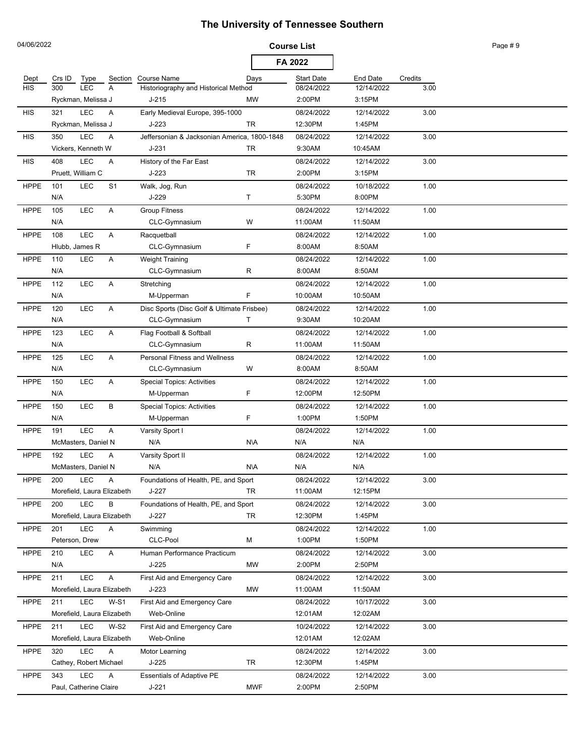# The University of Tennessee Southern

04/06/2022

**Course List**

**FA 2022**

| Dept | Crs ID | Type | Section | Course Name | Days | Start Date | End Date | Credits |
|---|---|---|---|---|---|---|---|---|
| HIS | 300 | LEC | A | Historiography and Historical Method | | 08/24/2022 | 12/14/2022 | 3.00 |
| | Ryckman, Melissa J | | | J-215 | MW | 2:00PM | 3:15PM | |
| HIS | 321 | LEC | A | Early Medieval Europe, 395-1000 | | 08/24/2022 | 12/14/2022 | 3.00 |
| | Ryckman, Melissa J | | | J-223 | TR | 12:30PM | 1:45PM | |
| HIS | 350 | LEC | A | Jeffersonian & Jacksonian America, 1800-1848 | | 08/24/2022 | 12/14/2022 | 3.00 |
| | Vickers, Kenneth W | | | J-231 | TR | 9:30AM | 10:45AM | |
| HIS | 408 | LEC | A | History of the Far East | | 08/24/2022 | 12/14/2022 | 3.00 |
| | Pruett, William C | | | J-223 | TR | 2:00PM | 3:15PM | |
| HPPE | 101 | LEC | S1 | Walk, Jog, Run | | 08/24/2022 | 10/18/2022 | 1.00 |
| | N/A | | | J-229 | T | 5:30PM | 8:00PM | |
| HPPE | 105 | LEC | A | Group Fitness | | 08/24/2022 | 12/14/2022 | 1.00 |
| | N/A | | | CLC-Gymnasium | W | 11:00AM | 11:50AM | |
| HPPE | 108 | LEC | A | Racquetball | | 08/24/2022 | 12/14/2022 | 1.00 |
| | Hlubb, James R | | | CLC-Gymnasium | F | 8:00AM | 8:50AM | |
| HPPE | 110 | LEC | A | Weight Training | | 08/24/2022 | 12/14/2022 | 1.00 |
| | N/A | | | CLC-Gymnasium | R | 8:00AM | 8:50AM | |
| HPPE | 112 | LEC | A | Stretching | | 08/24/2022 | 12/14/2022 | 1.00 |
| | N/A | | | M-Upperman | F | 10:00AM | 10:50AM | |
| HPPE | 120 | LEC | A | Disc Sports (Disc Golf & Ultimate Frisbee) | | 08/24/2022 | 12/14/2022 | 1.00 |
| | N/A | | | CLC-Gymnasium | T | 9:30AM | 10:20AM | |
| HPPE | 123 | LEC | A | Flag Football & Softball | | 08/24/2022 | 12/14/2022 | 1.00 |
| | N/A | | | CLC-Gymnasium | R | 11:00AM | 11:50AM | |
| HPPE | 125 | LEC | A | Personal Fitness and Wellness | | 08/24/2022 | 12/14/2022 | 1.00 |
| | N/A | | | CLC-Gymnasium | W | 8:00AM | 8:50AM | |
| HPPE | 150 | LEC | A | Special Topics: Activities | | 08/24/2022 | 12/14/2022 | 1.00 |
| | N/A | | | M-Upperman | F | 12:00PM | 12:50PM | |
| HPPE | 150 | LEC | B | Special Topics: Activities | | 08/24/2022 | 12/14/2022 | 1.00 |
| | N/A | | | M-Upperman | F | 1:00PM | 1:50PM | |
| HPPE | 191 | LEC | A | Varsity Sport I | | 08/24/2022 | 12/14/2022 | 1.00 |
| | McMasters, Daniel N | | | N/A | N\A | N/A | N/A | |
| HPPE | 192 | LEC | A | Varsity Sport II | | 08/24/2022 | 12/14/2022 | 1.00 |
| | McMasters, Daniel N | | | N/A | N\A | N/A | N/A | |
| HPPE | 200 | LEC | A | Foundations of Health, PE, and Sport | | 08/24/2022 | 12/14/2022 | 3.00 |
| | Morefield, Laura Elizabeth | | | J-227 | TR | 11:00AM | 12:15PM | |
| HPPE | 200 | LEC | B | Foundations of Health, PE, and Sport | | 08/24/2022 | 12/14/2022 | 3.00 |
| | Morefield, Laura Elizabeth | | | J-227 | TR | 12:30PM | 1:45PM | |
| HPPE | 201 | LEC | A | Swimming | | 08/24/2022 | 12/14/2022 | 1.00 |
| | Peterson, Drew | | | CLC-Pool | M | 1:00PM | 1:50PM | |
| HPPE | 210 | LEC | A | Human Performance Practicum | | 08/24/2022 | 12/14/2022 | 3.00 |
| | N/A | | | J-225 | MW | 2:00PM | 2:50PM | |
| HPPE | 211 | LEC | A | First Aid and Emergency Care | | 08/24/2022 | 12/14/2022 | 3.00 |
| | Morefield, Laura Elizabeth | | | J-223 | MW | 11:00AM | 11:50AM | |
| HPPE | 211 | LEC | W-S1 | First Aid and Emergency Care | | 08/24/2022 | 10/17/2022 | 3.00 |
| | Morefield, Laura Elizabeth | | | Web-Online | | 12:01AM | 12:02AM | |
| HPPE | 211 | LEC | W-S2 | First Aid and Emergency Care | | 10/24/2022 | 12/14/2022 | 3.00 |
| | Morefield, Laura Elizabeth | | | Web-Online | | 12:01AM | 12:02AM | |
| HPPE | 320 | LEC | A | Motor Learning | | 08/24/2022 | 12/14/2022 | 3.00 |
| | Cathey, Robert Michael | | | J-225 | TR | 12:30PM | 1:45PM | |
| HPPE | 343 | LEC | A | Essentials of Adaptive PE | | 08/24/2022 | 12/14/2022 | 3.00 |
| | Paul, Catherine Claire | | | J-221 | MWF | 2:00PM | 2:50PM | |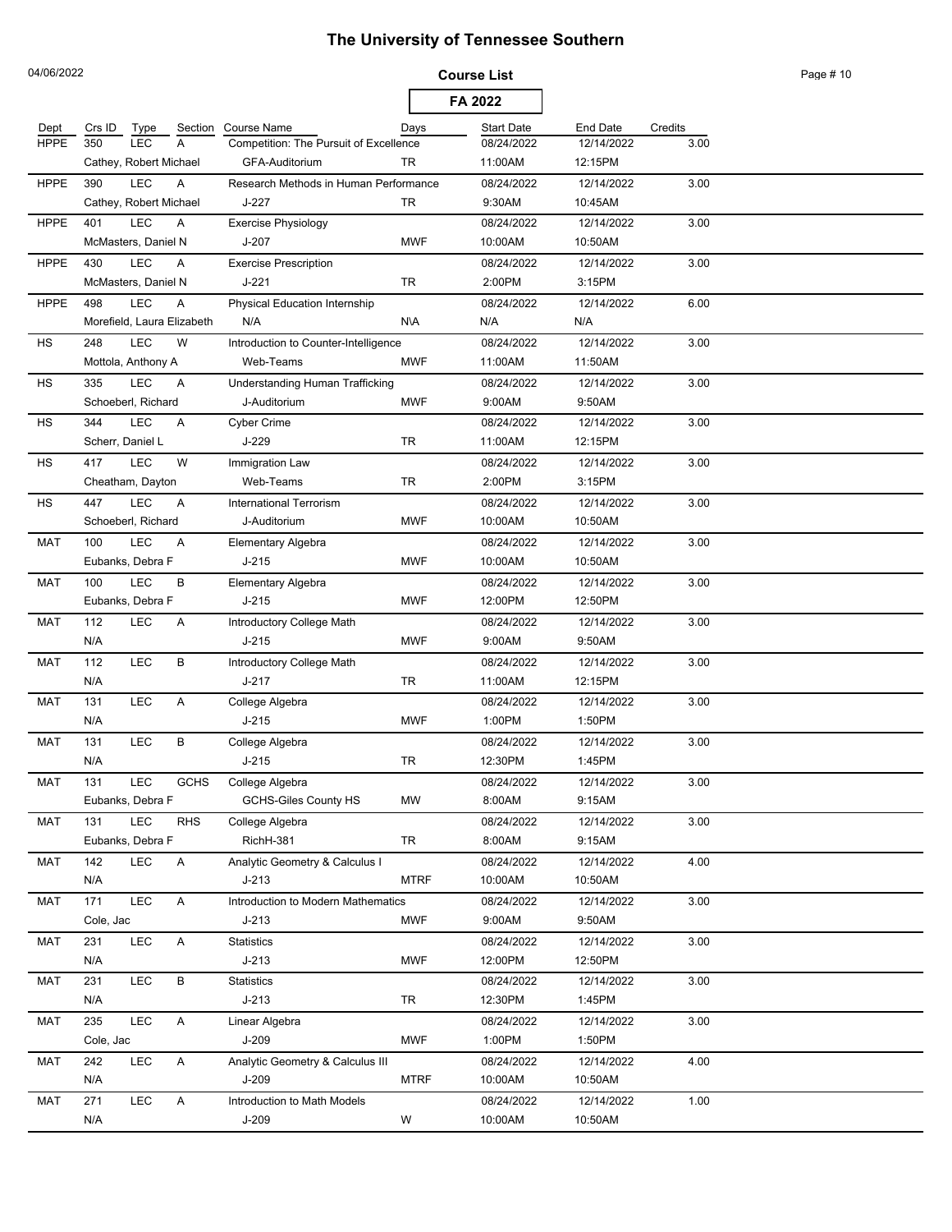# The University of Tennessee Southern

04/06/2022

**Course List**

**FA 2022**

| Dept | Crs ID | Type | Section | Course Name | Days | Start Date | End Date | Credits |
|---|---|---|---|---|---|---|---|---|
| HPPE | 350 | LEC | A | Competition: The Pursuit of Excellence | | 08/24/2022 | 12/14/2022 | 3.00 |
| | Cathey, Robert Michael | | | GFA-Auditorium | TR | 11:00AM | 12:15PM | |
| HPPE | 390 | LEC | A | Research Methods in Human Performance | | 08/24/2022 | 12/14/2022 | 3.00 |
| | Cathey, Robert Michael | | | J-227 | TR | 9:30AM | 10:45AM | |
| HPPE | 401 | LEC | A | Exercise Physiology | | 08/24/2022 | 12/14/2022 | 3.00 |
| | McMasters, Daniel N | | | J-207 | MWF | 10:00AM | 10:50AM | |
| HPPE | 430 | LEC | A | Exercise Prescription | | 08/24/2022 | 12/14/2022 | 3.00 |
| | McMasters, Daniel N | | | J-221 | TR | 2:00PM | 3:15PM | |
| HPPE | 498 | LEC | A | Physical Education Internship | | 08/24/2022 | 12/14/2022 | 6.00 |
| | Morefield, Laura Elizabeth | | | N/A | N\A | N/A | N/A | |
| HS | 248 | LEC | W | Introduction to Counter-Intelligence | | 08/24/2022 | 12/14/2022 | 3.00 |
| | Mottola, Anthony A | | | Web-Teams | MWF | 11:00AM | 11:50AM | |
| HS | 335 | LEC | A | Understanding Human Trafficking | | 08/24/2022 | 12/14/2022 | 3.00 |
| | Schoeberl, Richard | | | J-Auditorium | MWF | 9:00AM | 9:50AM | |
| HS | 344 | LEC | A | Cyber Crime | | 08/24/2022 | 12/14/2022 | 3.00 |
| | Scherr, Daniel L | | | J-229 | TR | 11:00AM | 12:15PM | |
| HS | 417 | LEC | W | Immigration Law | | 08/24/2022 | 12/14/2022 | 3.00 |
| | Cheatham, Dayton | | | Web-Teams | TR | 2:00PM | 3:15PM | |
| HS | 447 | LEC | A | International Terrorism | | 08/24/2022 | 12/14/2022 | 3.00 |
| | Schoeberl, Richard | | | J-Auditorium | MWF | 10:00AM | 10:50AM | |
| MAT | 100 | LEC | A | Elementary Algebra | | 08/24/2022 | 12/14/2022 | 3.00 |
| | Eubanks, Debra F | | | J-215 | MWF | 10:00AM | 10:50AM | |
| MAT | 100 | LEC | B | Elementary Algebra | | 08/24/2022 | 12/14/2022 | 3.00 |
| | Eubanks, Debra F | | | J-215 | MWF | 12:00PM | 12:50PM | |
| MAT | 112 | LEC | A | Introductory College Math | | 08/24/2022 | 12/14/2022 | 3.00 |
| | N/A | | | J-215 | MWF | 9:00AM | 9:50AM | |
| MAT | 112 | LEC | B | Introductory College Math | | 08/24/2022 | 12/14/2022 | 3.00 |
| | N/A | | | J-217 | TR | 11:00AM | 12:15PM | |
| MAT | 131 | LEC | A | College Algebra | | 08/24/2022 | 12/14/2022 | 3.00 |
| | N/A | | | J-215 | MWF | 1:00PM | 1:50PM | |
| MAT | 131 | LEC | B | College Algebra | | 08/24/2022 | 12/14/2022 | 3.00 |
| | N/A | | | J-215 | TR | 12:30PM | 1:45PM | |
| MAT | 131 | LEC | GCHS | College Algebra | | 08/24/2022 | 12/14/2022 | 3.00 |
| | Eubanks, Debra F | | | GCHS-Giles County HS | MW | 8:00AM | 9:15AM | |
| MAT | 131 | LEC | RHS | College Algebra | | 08/24/2022 | 12/14/2022 | 3.00 |
| | Eubanks, Debra F | | | RichH-381 | TR | 8:00AM | 9:15AM | |
| MAT | 142 | LEC | A | Analytic Geometry & Calculus I | | 08/24/2022 | 12/14/2022 | 4.00 |
| | N/A | | | J-213 | MTRF | 10:00AM | 10:50AM | |
| MAT | 171 | LEC | A | Introduction to Modern Mathematics | | 08/24/2022 | 12/14/2022 | 3.00 |
| | Cole, Jac | | | J-213 | MWF | 9:00AM | 9:50AM | |
| MAT | 231 | LEC | A | Statistics | | 08/24/2022 | 12/14/2022 | 3.00 |
| | N/A | | | J-213 | MWF | 12:00PM | 12:50PM | |
| MAT | 231 | LEC | B | Statistics | | 08/24/2022 | 12/14/2022 | 3.00 |
| | N/A | | | J-213 | TR | 12:30PM | 1:45PM | |
| MAT | 235 | LEC | A | Linear Algebra | | 08/24/2022 | 12/14/2022 | 3.00 |
| | Cole, Jac | | | J-209 | MWF | 1:00PM | 1:50PM | |
| MAT | 242 | LEC | A | Analytic Geometry & Calculus III | | 08/24/2022 | 12/14/2022 | 4.00 |
| | N/A | | | J-209 | MTRF | 10:00AM | 10:50AM | |
| MAT | 271 | LEC | A | Introduction to Math Models | | 08/24/2022 | 12/14/2022 | 1.00 |
| | N/A | | | J-209 | W | 10:00AM | 10:50AM | |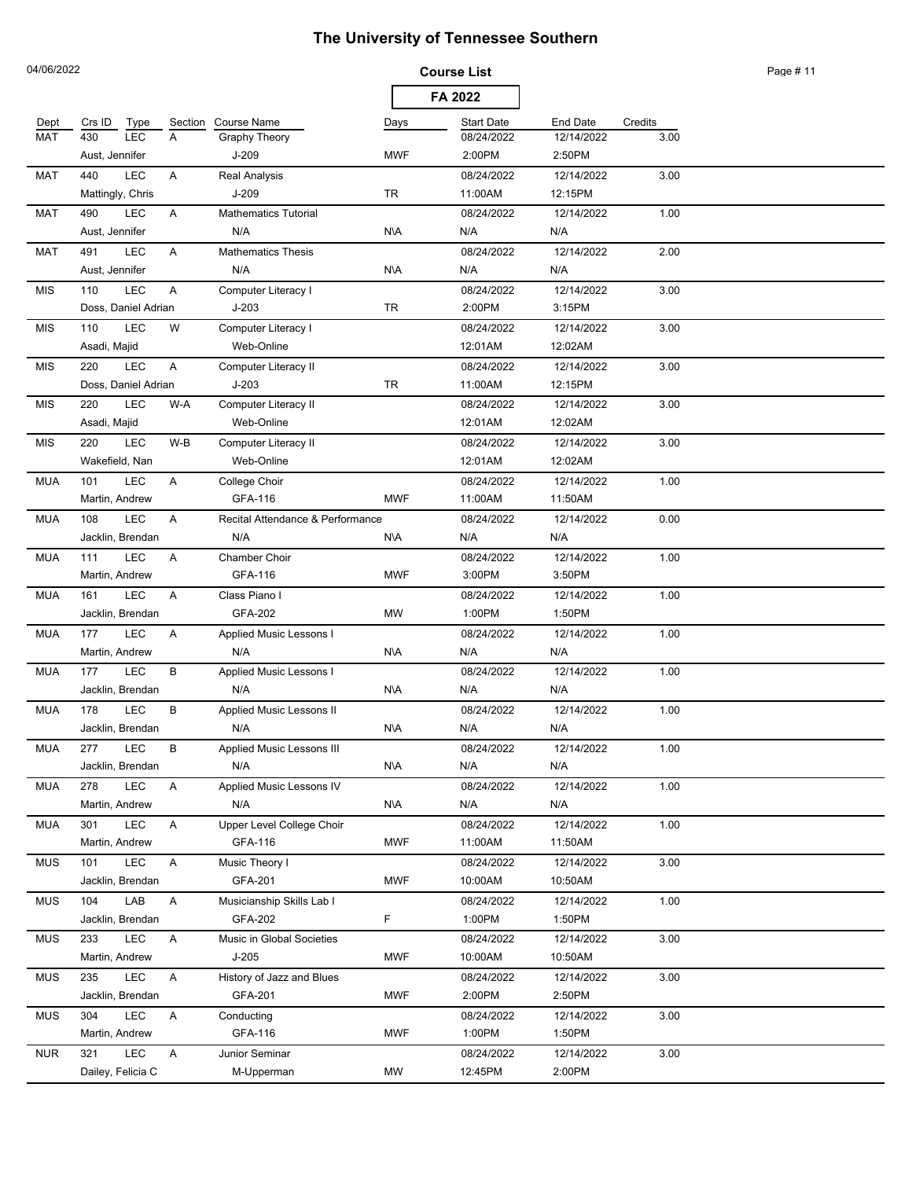# The University of Tennessee Southern

04/06/2022

**Course List**

**FA 2022**

| Dept | Crs ID | Type | Section | Course Name | Days | Start Date | End Date | Credits |
|---|---|---|---|---|---|---|---|---|
| MAT | 430 | LEC | A | Graphy Theory | | 08/24/2022 | 12/14/2022 | 3.00 |
| | Aust, Jennifer | | | J-209 | MWF | 2:00PM | 2:50PM | |
| MAT | 440 | LEC | A | Real Analysis | | 08/24/2022 | 12/14/2022 | 3.00 |
| | Mattingly, Chris | | | J-209 | TR | 11:00AM | 12:15PM | |
| MAT | 490 | LEC | A | Mathematics Tutorial | | 08/24/2022 | 12/14/2022 | 1.00 |
| | Aust, Jennifer | | | N/A | N\A | N/A | N/A | |
| MAT | 491 | LEC | A | Mathematics Thesis | | 08/24/2022 | 12/14/2022 | 2.00 |
| | Aust, Jennifer | | | N/A | N\A | N/A | N/A | |
| MIS | 110 | LEC | A | Computer Literacy I | | 08/24/2022 | 12/14/2022 | 3.00 |
| | Doss, Daniel Adrian | | | J-203 | TR | 2:00PM | 3:15PM | |
| MIS | 110 | LEC | W | Computer Literacy I | | 08/24/2022 | 12/14/2022 | 3.00 |
| | Asadi, Majid | | | Web-Online | | 12:01AM | 12:02AM | |
| MIS | 220 | LEC | A | Computer Literacy II | | 08/24/2022 | 12/14/2022 | 3.00 |
| | Doss, Daniel Adrian | | | J-203 | TR | 11:00AM | 12:15PM | |
| MIS | 220 | LEC | W-A | Computer Literacy II | | 08/24/2022 | 12/14/2022 | 3.00 |
| | Asadi, Majid | | | Web-Online | | 12:01AM | 12:02AM | |
| MIS | 220 | LEC | W-B | Computer Literacy II | | 08/24/2022 | 12/14/2022 | 3.00 |
| | Wakefield, Nan | | | Web-Online | | 12:01AM | 12:02AM | |
| MUA | 101 | LEC | A | College Choir | | 08/24/2022 | 12/14/2022 | 1.00 |
| | Martin, Andrew | | | GFA-116 | MWF | 11:00AM | 11:50AM | |
| MUA | 108 | LEC | A | Recital Attendance & Performance | | 08/24/2022 | 12/14/2022 | 0.00 |
| | Jacklin, Brendan | | | N/A | N\A | N/A | N/A | |
| MUA | 111 | LEC | A | Chamber Choir | | 08/24/2022 | 12/14/2022 | 1.00 |
| | Martin, Andrew | | | GFA-116 | MWF | 3:00PM | 3:50PM | |
| MUA | 161 | LEC | A | Class Piano I | | 08/24/2022 | 12/14/2022 | 1.00 |
| | Jacklin, Brendan | | | GFA-202 | MW | 1:00PM | 1:50PM | |
| MUA | 177 | LEC | A | Applied Music Lessons I | | 08/24/2022 | 12/14/2022 | 1.00 |
| | Martin, Andrew | | | N/A | N\A | N/A | N/A | |
| MUA | 177 | LEC | B | Applied Music Lessons I | | 08/24/2022 | 12/14/2022 | 1.00 |
| | Jacklin, Brendan | | | N/A | N\A | N/A | N/A | |
| MUA | 178 | LEC | B | Applied Music Lessons II | | 08/24/2022 | 12/14/2022 | 1.00 |
| | Jacklin, Brendan | | | N/A | N\A | N/A | N/A | |
| MUA | 277 | LEC | B | Applied Music Lessons III | | 08/24/2022 | 12/14/2022 | 1.00 |
| | Jacklin, Brendan | | | N/A | N\A | N/A | N/A | |
| MUA | 278 | LEC | A | Applied Music Lessons IV | | 08/24/2022 | 12/14/2022 | 1.00 |
| | Martin, Andrew | | | N/A | N\A | N/A | N/A | |
| MUA | 301 | LEC | A | Upper Level College Choir | | 08/24/2022 | 12/14/2022 | 1.00 |
| | Martin, Andrew | | | GFA-116 | MWF | 11:00AM | 11:50AM | |
| MUS | 101 | LEC | A | Music Theory I | | 08/24/2022 | 12/14/2022 | 3.00 |
| | Jacklin, Brendan | | | GFA-201 | MWF | 10:00AM | 10:50AM | |
| MUS | 104 | LAB | A | Musicianship Skills Lab I | | 08/24/2022 | 12/14/2022 | 1.00 |
| | Jacklin, Brendan | | | GFA-202 | F | 1:00PM | 1:50PM | |
| MUS | 233 | LEC | A | Music in Global Societies | | 08/24/2022 | 12/14/2022 | 3.00 |
| | Martin, Andrew | | | J-205 | MWF | 10:00AM | 10:50AM | |
| MUS | 235 | LEC | A | History of Jazz and Blues | | 08/24/2022 | 12/14/2022 | 3.00 |
| | Jacklin, Brendan | | | GFA-201 | MWF | 2:00PM | 2:50PM | |
| MUS | 304 | LEC | A | Conducting | | 08/24/2022 | 12/14/2022 | 3.00 |
| | Martin, Andrew | | | GFA-116 | MWF | 1:00PM | 1:50PM | |
| NUR | 321 | LEC | A | Junior Seminar | | 08/24/2022 | 12/14/2022 | 3.00 |
| | Dailey, Felicia C | | | M-Upperman | MW | 12:45PM | 2:00PM | |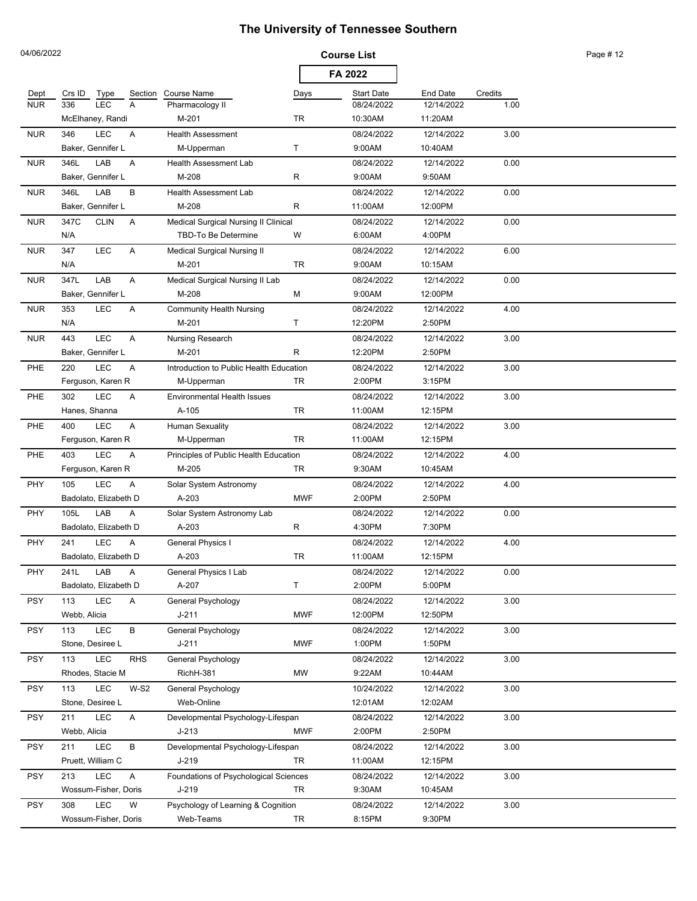# The University of Tennessee Southern

04/06/2022

**Course List**

**FA 2022**

| Dept | Crs ID | Type | Section | Course Name | Days | Start Date | End Date | Credits |
|---|---|---|---|---|---|---|---|---|
| NUR | 336 | LEC | A | Pharmacology II | | 08/24/2022 | 12/14/2022 | 1.00 |
| | McElhaney, Randi | | | M-201 | TR | 10:30AM | 11:20AM | |
| NUR | 346 | LEC | A | Health Assessment | | 08/24/2022 | 12/14/2022 | 3.00 |
| | Baker, Gennifer L | | | M-Upperman | T | 9:00AM | 10:40AM | |
| NUR | 346L | LAB | A | Health Assessment Lab | | 08/24/2022 | 12/14/2022 | 0.00 |
| | Baker, Gennifer L | | | M-208 | R | 9:00AM | 9:50AM | |
| NUR | 346L | LAB | B | Health Assessment Lab | | 08/24/2022 | 12/14/2022 | 0.00 |
| | Baker, Gennifer L | | | M-208 | R | 11:00AM | 12:00PM | |
| NUR | 347C | CLIN | A | Medical Surgical Nursing II Clinical | | 08/24/2022 | 12/14/2022 | 0.00 |
| | N/A | | | TBD-To Be Determine | W | 6:00AM | 4:00PM | |
| NUR | 347 | LEC | A | Medical Surgical Nursing II | | 08/24/2022 | 12/14/2022 | 6.00 |
| | N/A | | | M-201 | TR | 9:00AM | 10:15AM | |
| NUR | 347L | LAB | A | Medical Surgical Nursing II Lab | | 08/24/2022 | 12/14/2022 | 0.00 |
| | Baker, Gennifer L | | | M-208 | M | 9:00AM | 12:00PM | |
| NUR | 353 | LEC | A | Community Health Nursing | | 08/24/2022 | 12/14/2022 | 4.00 |
| | N/A | | | M-201 | T | 12:20PM | 2:50PM | |
| NUR | 443 | LEC | A | Nursing Research | | 08/24/2022 | 12/14/2022 | 3.00 |
| | Baker, Gennifer L | | | M-201 | R | 12:20PM | 2:50PM | |
| PHE | 220 | LEC | A | Introduction to Public Health Education | | 08/24/2022 | 12/14/2022 | 3.00 |
| | Ferguson, Karen R | | | M-Upperman | TR | 2:00PM | 3:15PM | |
| PHE | 302 | LEC | A | Environmental Health Issues | | 08/24/2022 | 12/14/2022 | 3.00 |
| | Hanes, Shanna | | | A-105 | TR | 11:00AM | 12:15PM | |
| PHE | 400 | LEC | A | Human Sexuality | | 08/24/2022 | 12/14/2022 | 3.00 |
| | Ferguson, Karen R | | | M-Upperman | TR | 11:00AM | 12:15PM | |
| PHE | 403 | LEC | A | Principles of Public Health Education | | 08/24/2022 | 12/14/2022 | 4.00 |
| | Ferguson, Karen R | | | M-205 | TR | 9:30AM | 10:45AM | |
| PHY | 105 | LEC | A | Solar System Astronomy | | 08/24/2022 | 12/14/2022 | 4.00 |
| | Badolato, Elizabeth D | | | A-203 | MWF | 2:00PM | 2:50PM | |
| PHY | 105L | LAB | A | Solar System Astronomy Lab | | 08/24/2022 | 12/14/2022 | 0.00 |
| | Badolato, Elizabeth D | | | A-203 | R | 4:30PM | 7:30PM | |
| PHY | 241 | LEC | A | General Physics I | | 08/24/2022 | 12/14/2022 | 4.00 |
| | Badolato, Elizabeth D | | | A-203 | TR | 11:00AM | 12:15PM | |
| PHY | 241L | LAB | A | General Physics I Lab | | 08/24/2022 | 12/14/2022 | 0.00 |
| | Badolato, Elizabeth D | | | A-207 | T | 2:00PM | 5:00PM | |
| PSY | 113 | LEC | A | General Psychology | | 08/24/2022 | 12/14/2022 | 3.00 |
| | Webb, Alicia | | | J-211 | MWF | 12:00PM | 12:50PM | |
| PSY | 113 | LEC | B | General Psychology | | 08/24/2022 | 12/14/2022 | 3.00 |
| | Stone, Desiree L | | | J-211 | MWF | 1:00PM | 1:50PM | |
| PSY | 113 | LEC | RHS | General Psychology | | 08/24/2022 | 12/14/2022 | 3.00 |
| | Rhodes, Stacie M | | | RichH-381 | MW | 9:22AM | 10:44AM | |
| PSY | 113 | LEC | W-S2 | General Psychology | | 10/24/2022 | 12/14/2022 | 3.00 |
| | Stone, Desiree L | | | Web-Online | | 12:01AM | 12:02AM | |
| PSY | 211 | LEC | A | Developmental Psychology-Lifespan | | 08/24/2022 | 12/14/2022 | 3.00 |
| | Webb, Alicia | | | J-213 | MWF | 2:00PM | 2:50PM | |
| PSY | 211 | LEC | B | Developmental Psychology-Lifespan | | 08/24/2022 | 12/14/2022 | 3.00 |
| | Pruett, William C | | | J-219 | TR | 11:00AM | 12:15PM | |
| PSY | 213 | LEC | A | Foundations of Psychological Sciences | | 08/24/2022 | 12/14/2022 | 3.00 |
| | Wossum-Fisher, Doris | | | J-219 | TR | 9:30AM | 10:45AM | |
| PSY | 308 | LEC | W | Psychology of Learning & Cognition | | 08/24/2022 | 12/14/2022 | 3.00 |
| | Wossum-Fisher, Doris | | | Web-Teams | TR | 8:15PM | 9:30PM | |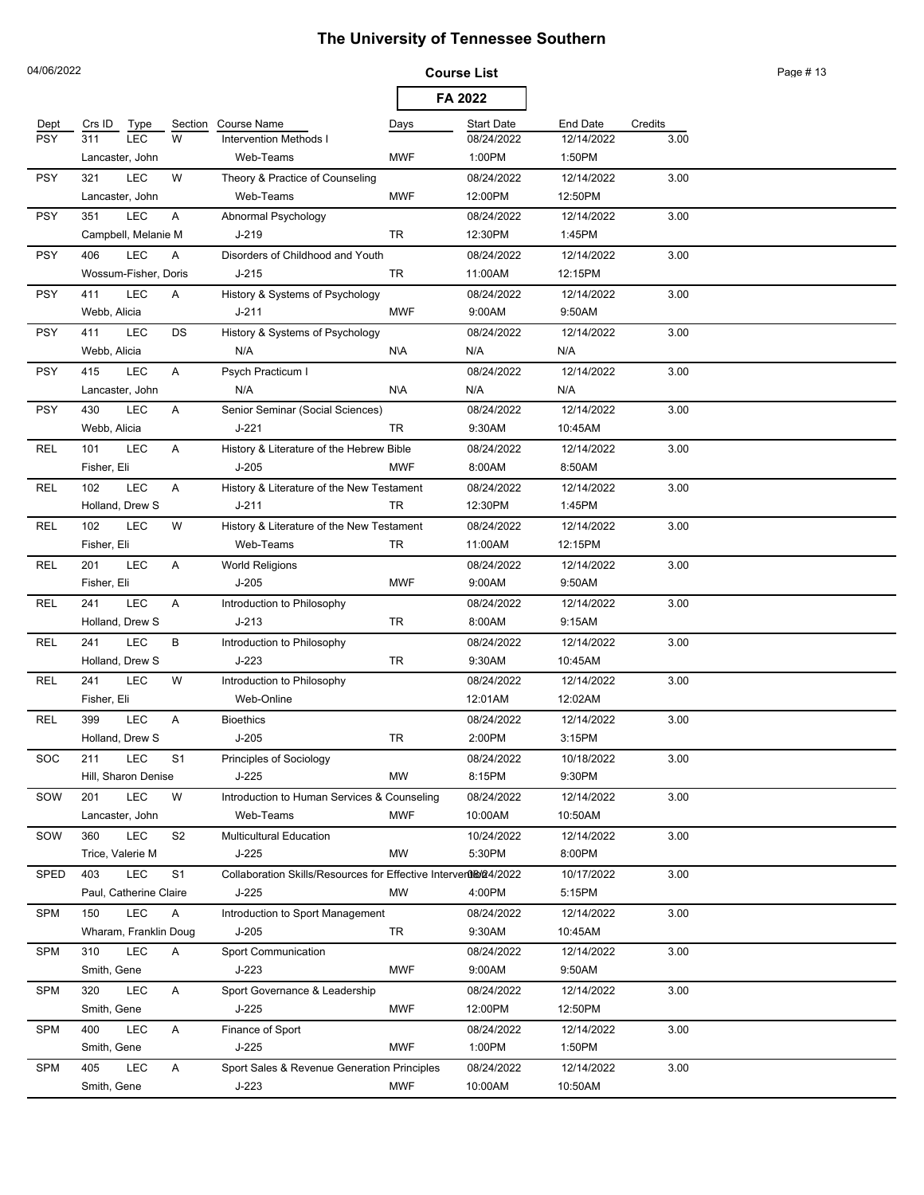# The University of Tennessee Southern

04/06/2022

**Course List**

**FA 2022**

| Dept | Crs ID | Type | Section | Course Name | Days | Start Date | End Date | Credits |
|---|---|---|---|---|---|---|---|---|
| PSY | 311 | LEC | W | Intervention Methods I | | 08/24/2022 | 12/14/2022 | 3.00 |
| | Lancaster, John | | | Web-Teams | MWF | 1:00PM | 1:50PM | |
| PSY | 321 | LEC | W | Theory & Practice of Counseling | | 08/24/2022 | 12/14/2022 | 3.00 |
| | Lancaster, John | | | Web-Teams | MWF | 12:00PM | 12:50PM | |
| PSY | 351 | LEC | A | Abnormal Psychology | | 08/24/2022 | 12/14/2022 | 3.00 |
| | Campbell, Melanie M | | | J-219 | TR | 12:30PM | 1:45PM | |
| PSY | 406 | LEC | A | Disorders of Childhood and Youth | | 08/24/2022 | 12/14/2022 | 3.00 |
| | Wossum-Fisher, Doris | | | J-215 | TR | 11:00AM | 12:15PM | |
| PSY | 411 | LEC | A | History & Systems of Psychology | | 08/24/2022 | 12/14/2022 | 3.00 |
| | Webb, Alicia | | | J-211 | MWF | 9:00AM | 9:50AM | |
| PSY | 411 | LEC | DS | History & Systems of Psychology | | 08/24/2022 | 12/14/2022 | 3.00 |
| | Webb, Alicia | | | N/A | N\A | N/A | N/A | |
| PSY | 415 | LEC | A | Psych Practicum I | | 08/24/2022 | 12/14/2022 | 3.00 |
| | Lancaster, John | | | N/A | N\A | N/A | N/A | |
| PSY | 430 | LEC | A | Senior Seminar (Social Sciences) | | 08/24/2022 | 12/14/2022 | 3.00 |
| | Webb, Alicia | | | J-221 | TR | 9:30AM | 10:45AM | |
| REL | 101 | LEC | A | History & Literature of the Hebrew Bible | | 08/24/2022 | 12/14/2022 | 3.00 |
| | Fisher, Eli | | | J-205 | MWF | 8:00AM | 8:50AM | |
| REL | 102 | LEC | A | History & Literature of the New Testament | | 08/24/2022 | 12/14/2022 | 3.00 |
| | Holland, Drew S | | | J-211 | TR | 12:30PM | 1:45PM | |
| REL | 102 | LEC | W | History & Literature of the New Testament | | 08/24/2022 | 12/14/2022 | 3.00 |
| | Fisher, Eli | | | Web-Teams | TR | 11:00AM | 12:15PM | |
| REL | 201 | LEC | A | World Religions | | 08/24/2022 | 12/14/2022 | 3.00 |
| | Fisher, Eli | | | J-205 | MWF | 9:00AM | 9:50AM | |
| REL | 241 | LEC | A | Introduction to Philosophy | | 08/24/2022 | 12/14/2022 | 3.00 |
| | Holland, Drew S | | | J-213 | TR | 8:00AM | 9:15AM | |
| REL | 241 | LEC | B | Introduction to Philosophy | | 08/24/2022 | 12/14/2022 | 3.00 |
| | Holland, Drew S | | | J-223 | TR | 9:30AM | 10:45AM | |
| REL | 241 | LEC | W | Introduction to Philosophy | | 08/24/2022 | 12/14/2022 | 3.00 |
| | Fisher, Eli | | | Web-Online | | 12:01AM | 12:02AM | |
| REL | 399 | LEC | A | Bioethics | | 08/24/2022 | 12/14/2022 | 3.00 |
| | Holland, Drew S | | | J-205 | TR | 2:00PM | 3:15PM | |
| SOC | 211 | LEC | S1 | Principles of Sociology | | 08/24/2022 | 10/18/2022 | 3.00 |
| | Hill, Sharon Denise | | | J-225 | MW | 8:15PM | 9:30PM | |
| SOW | 201 | LEC | W | Introduction to Human Services & Counseling | | 08/24/2022 | 12/14/2022 | 3.00 |
| | Lancaster, John | | | Web-Teams | MWF | 10:00AM | 10:50AM | |
| SOW | 360 | LEC | S2 | Multicultural Education | | 10/24/2022 | 12/14/2022 | 3.00 |
| | Trice, Valerie M | | | J-225 | MW | 5:30PM | 8:00PM | |
| SPED | 403 | LEC | S1 | Collaboration Skills/Resources for Effective Interventi | | 08/24/2022 | 10/17/2022 | 3.00 |
| | Paul, Catherine Claire | | | J-225 | MW | 4:00PM | 5:15PM | |
| SPM | 150 | LEC | A | Introduction to Sport Management | | 08/24/2022 | 12/14/2022 | 3.00 |
| | Wharam, Franklin Doug | | | J-205 | TR | 9:30AM | 10:45AM | |
| SPM | 310 | LEC | A | Sport Communication | | 08/24/2022 | 12/14/2022 | 3.00 |
| | Smith, Gene | | | J-223 | MWF | 9:00AM | 9:50AM | |
| SPM | 320 | LEC | A | Sport Governance & Leadership | | 08/24/2022 | 12/14/2022 | 3.00 |
| | Smith, Gene | | | J-225 | MWF | 12:00PM | 12:50PM | |
| SPM | 400 | LEC | A | Finance of Sport | | 08/24/2022 | 12/14/2022 | 3.00 |
| | Smith, Gene | | | J-225 | MWF | 1:00PM | 1:50PM | |
| SPM | 405 | LEC | A | Sport Sales & Revenue Generation Principles | | 08/24/2022 | 12/14/2022 | 3.00 |
| | Smith, Gene | | | J-223 | MWF | 10:00AM | 10:50AM | |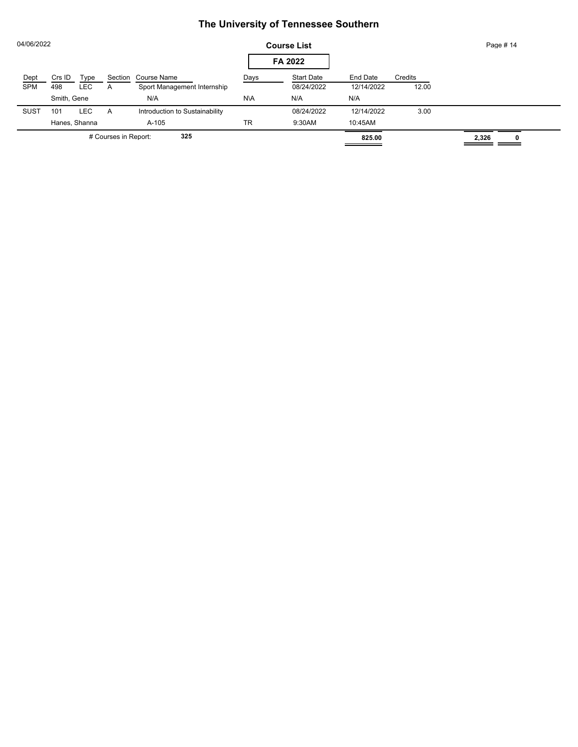# The University of Tennessee Southern

04/06/2022

**Course List**

**FA 2022**

| Dept | Crs ID | Type | Section | Course Name | Days | Start Date | End Date | Credits | | |
|---|---|---|---|---|---|---|---|---|---|---|
| SPM | 498 | LEC | A | Sport Management Internship | | 08/24/2022 | 12/14/2022 | 12.00 | | |
| | Smith, Gene | | | N/A | N\A | N/A | N/A | | | |
| SUST | 101 | LEC | A | Introduction to Sustainability | | 08/24/2022 | 12/14/2022 | 3.00 | | |
| | Hanes, Shanna | | | A-105 | TR | 9:30AM | 10:45AM | | | |
| | | # Courses in Report: | | **325** | | | **825.00** | | **2,326** | **0** |